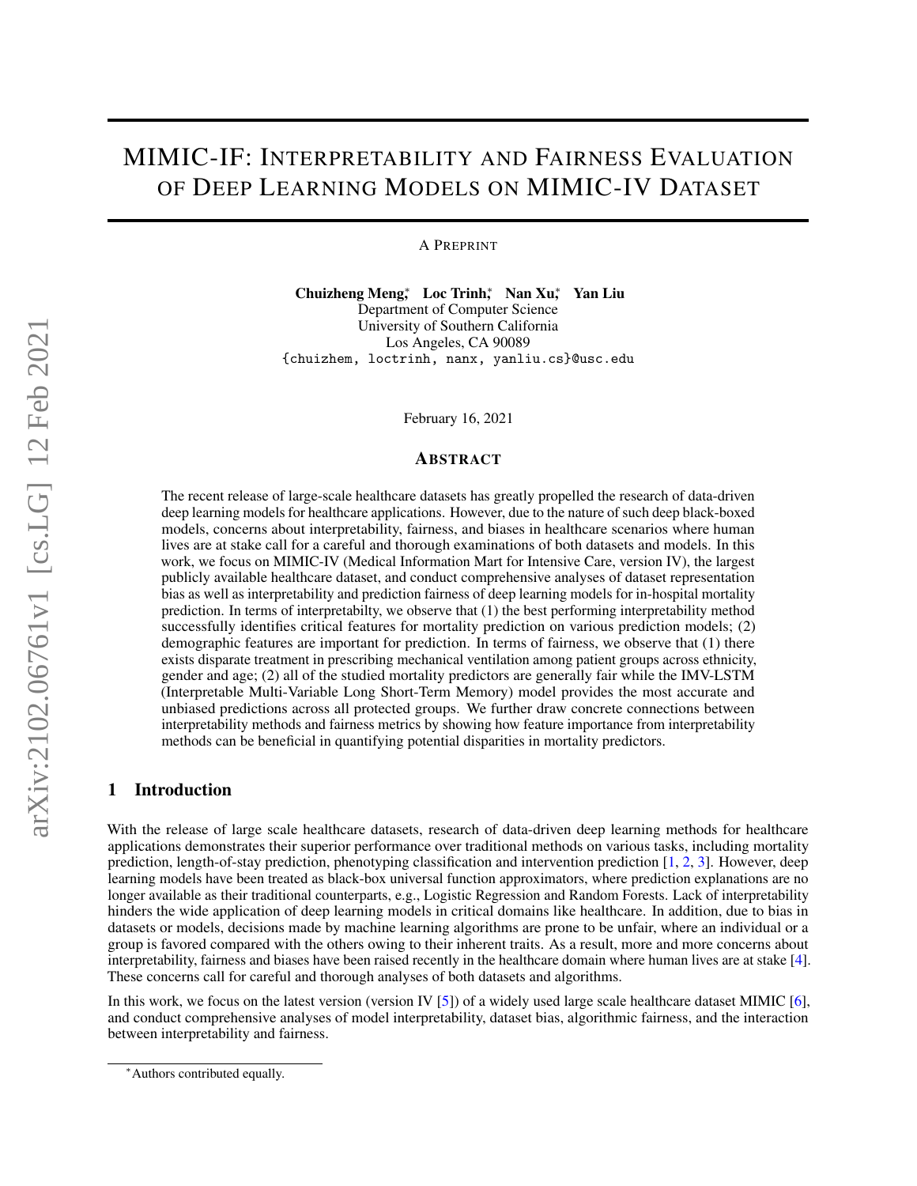# MIMIC-IF: Interpretability and Fairness Evaluation of Deep Learning Models on MIMIC-IV Dataset

A Preprint

**Chuizheng Meng**[*] **Loc Trinh**[*] **Nan Xu**[*] **Yan Liu**
Department of Computer Science
University of Southern California
Los Angeles, CA 90089
{chuizhem, loctrinh, nanx, yanliu.cs}@usc.edu

February 16, 2021

## Abstract

The recent release of large-scale healthcare datasets has greatly propelled the research of data-driven deep learning models for healthcare applications. However, due to the nature of such deep black-boxed models, concerns about interpretability, fairness, and biases in healthcare scenarios where human lives are at stake call for a careful and thorough examinations of both datasets and models. In this work, we focus on MIMIC-IV (Medical Information Mart for Intensive Care, version IV), the largest publicly available healthcare dataset, and conduct comprehensive analyses of dataset representation bias as well as interpretability and prediction fairness of deep learning models for in-hospital mortality prediction. In terms of interpretabilty, we observe that (1) the best performing interpretability method successfully identifies critical features for mortality prediction on various prediction models; (2) demographic features are important for prediction. In terms of fairness, we observe that (1) there exists disparate treatment in prescribing mechanical ventilation among patient groups across ethnicity, gender and age; (2) all of the studied mortality predictors are generally fair while the IMV-LSTM (Interpretable Multi-Variable Long Short-Term Memory) model provides the most accurate and unbiased predictions across all protected groups. We further draw concrete connections between interpretability methods and fairness metrics by showing how feature importance from interpretability methods can be beneficial in quantifying potential disparities in mortality predictors.

## 1 Introduction

With the release of large scale healthcare datasets, research of data-driven deep learning methods for healthcare applications demonstrates their superior performance over traditional methods on various tasks, including mortality prediction, length-of-stay prediction, phenotyping classification and intervention prediction [1, 2, 3]. However, deep learning models have been treated as black-box universal function approximators, where prediction explanations are no longer available as their traditional counterparts, e.g., Logistic Regression and Random Forests. Lack of interpretability hinders the wide application of deep learning models in critical domains like healthcare. In addition, due to bias in datasets or models, decisions made by machine learning algorithms are prone to be unfair, where an individual or a group is favored compared with the others owing to their inherent traits. As a result, more and more concerns about interpretability, fairness and biases have been raised recently in the healthcare domain where human lives are at stake [4]. These concerns call for careful and thorough analyses of both datasets and algorithms.

In this work, we focus on the latest version (version IV [5]) of a widely used large scale healthcare dataset MIMIC [6], and conduct comprehensive analyses of model interpretability, dataset bias, algorithmic fairness, and the interaction between interpretability and fairness.

[*] Authors contributed equally.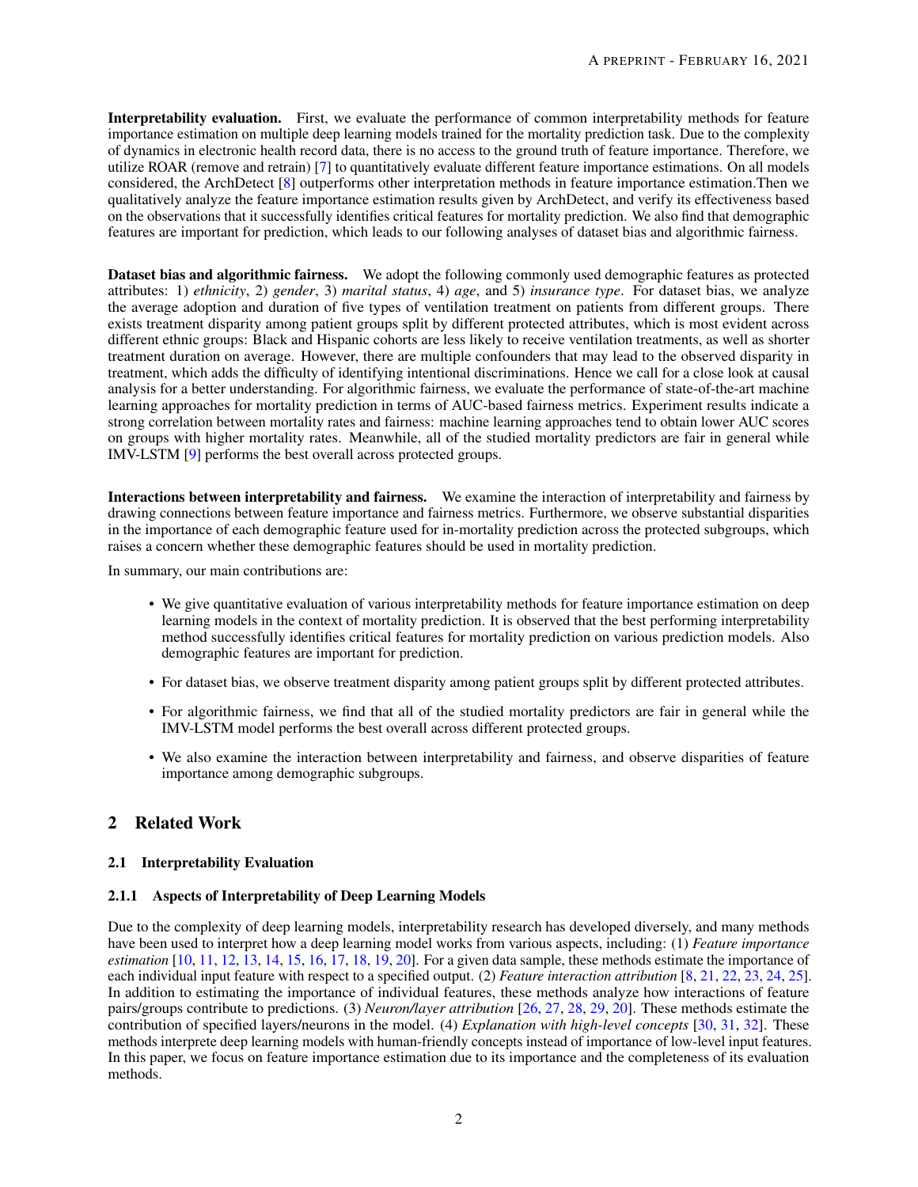**Interpretability evaluation.** First, we evaluate the performance of common interpretability methods for feature importance estimation on multiple deep learning models trained for the mortality prediction task. Due to the complexity of dynamics in electronic health record data, there is no access to the ground truth of feature importance. Therefore, we utilize ROAR (remove and retrain) [7] to quantitatively evaluate different feature importance estimations. On all models considered, the ArchDetect [8] outperforms other interpretation methods in feature importance estimation.Then we qualitatively analyze the feature importance estimation results given by ArchDetect, and verify its effectiveness based on the observations that it successfully identifies critical features for mortality prediction. We also find that demographic features are important for prediction, which leads to our following analyses of dataset bias and algorithmic fairness.

**Dataset bias and algorithmic fairness.** We adopt the following commonly used demographic features as protected attributes: 1) *ethnicity*, 2) *gender*, 3) *marital status*, 4) *age*, and 5) *insurance type*. For dataset bias, we analyze the average adoption and duration of five types of ventilation treatment on patients from different groups. There exists treatment disparity among patient groups split by different protected attributes, which is most evident across different ethnic groups: Black and Hispanic cohorts are less likely to receive ventilation treatments, as well as shorter treatment duration on average. However, there are multiple confounders that may lead to the observed disparity in treatment, which adds the difficulty of identifying intentional discriminations. Hence we call for a close look at causal analysis for a better understanding. For algorithmic fairness, we evaluate the performance of state-of-the-art machine learning approaches for mortality prediction in terms of AUC-based fairness metrics. Experiment results indicate a strong correlation between mortality rates and fairness: machine learning approaches tend to obtain lower AUC scores on groups with higher mortality rates. Meanwhile, all of the studied mortality predictors are fair in general while IMV-LSTM [9] performs the best overall across protected groups.

**Interactions between interpretability and fairness.** We examine the interaction of interpretability and fairness by drawing connections between feature importance and fairness metrics. Furthermore, we observe substantial disparities in the importance of each demographic feature used for in-mortality prediction across the protected subgroups, which raises a concern whether these demographic features should be used in mortality prediction.

In summary, our main contributions are:

- We give quantitative evaluation of various interpretability methods for feature importance estimation on deep learning models in the context of mortality prediction. It is observed that the best performing interpretability method successfully identifies critical features for mortality prediction on various prediction models. Also demographic features are important for prediction.
- For dataset bias, we observe treatment disparity among patient groups split by different protected attributes.
- For algorithmic fairness, we find that all of the studied mortality predictors are fair in general while the IMV-LSTM model performs the best overall across different protected groups.
- We also examine the interaction between interpretability and fairness, and observe disparities of feature importance among demographic subgroups.

## 2 Related Work

### 2.1 Interpretability Evaluation

#### 2.1.1 Aspects of Interpretability of Deep Learning Models

Due to the complexity of deep learning models, interpretability research has developed diversely, and many methods have been used to interpret how a deep learning model works from various aspects, including: (1) *Feature importance estimation* [10, 11, 12, 13, 14, 15, 16, 17, 18, 19, 20]. For a given data sample, these methods estimate the importance of each individual input feature with respect to a specified output. (2) *Feature interaction attribution* [8, 21, 22, 23, 24, 25]. In addition to estimating the importance of individual features, these methods analyze how interactions of feature pairs/groups contribute to predictions. (3) *Neuron/layer attribution* [26, 27, 28, 29, 20]. These methods estimate the contribution of specified layers/neurons in the model. (4) *Explanation with high-level concepts* [30, 31, 32]. These methods interprete deep learning models with human-friendly concepts instead of importance of low-level input features. In this paper, we focus on feature importance estimation due to its importance and the completeness of its evaluation methods.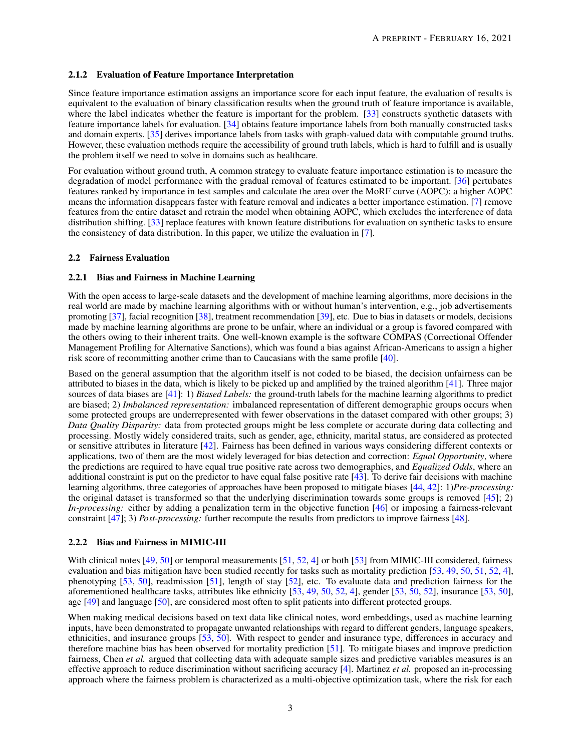### 2.1.2 Evaluation of Feature Importance Interpretation

Since feature importance estimation assigns an importance score for each input feature, the evaluation of results is equivalent to the evaluation of binary classification results when the ground truth of feature importance is available, where the label indicates whether the feature is important for the problem. [33] constructs synthetic datasets with feature importance labels for evaluation. [34] obtains feature importance labels from both manually constructed tasks and domain experts. [35] derives importance labels from tasks with graph-valued data with computable ground truths. However, these evaluation methods require the accessibility of ground truth labels, which is hard to fulfill and is usually the problem itself we need to solve in domains such as healthcare.

For evaluation without ground truth, A common strategy to evaluate feature importance estimation is to measure the degradation of model performance with the gradual removal of features estimated to be important. [36] pertubates features ranked by importance in test samples and calculate the area over the MoRF curve (AOPC): a higher AOPC means the information disappears faster with feature removal and indicates a better importance estimation. [7] remove features from the entire dataset and retrain the model when obtaining AOPC, which excludes the interference of data distribution shifting. [33] replace features with known feature distributions for evaluation on synthetic tasks to ensure the consistency of data distribution. In this paper, we utilize the evaluation in [7].

## 2.2 Fairness Evaluation

### 2.2.1 Bias and Fairness in Machine Learning

With the open access to large-scale datasets and the development of machine learning algorithms, more decisions in the real world are made by machine learning algorithms with or without human's intervention, e.g., job advertisements promoting [37], facial recognition [38], treatment recommendation [39], etc. Due to bias in datasets or models, decisions made by machine learning algorithms are prone to be unfair, where an individual or a group is favored compared with the others owing to their inherent traits. One well-known example is the software COMPAS (Correctional Offender Management Profiling for Alternative Sanctions), which was found a bias against African-Americans to assign a higher risk score of recommitting another crime than to Caucasians with the same profile [40].

Based on the general assumption that the algorithm itself is not coded to be biased, the decision unfairness can be attributed to biases in the data, which is likely to be picked up and amplified by the trained algorithm [41]. Three major sources of data biases are [41]: 1) *Biased Labels:* the ground-truth labels for the machine learning algorithms to predict are biased; 2) *Imbalanced representation:* imbalanced representation of different demographic groups occurs when some protected groups are underrepresented with fewer observations in the dataset compared with other groups; 3) *Data Quality Disparity:* data from protected groups might be less complete or accurate during data collecting and processing. Mostly widely considered traits, such as gender, age, ethnicity, marital status, are considered as protected or sensitive attributes in literature [42]. Fairness has been defined in various ways considering different contexts or applications, two of them are the most widely leveraged for bias detection and correction: *Equal Opportunity*, where the predictions are required to have equal true positive rate across two demographics, and *Equalized Odds*, where an additional constraint is put on the predictor to have equal false positive rate [43]. To derive fair decisions with machine learning algorithms, three categories of approaches have been proposed to mitigate biases [44, 42]: 1)*Pre-processing:* the original dataset is transformed so that the underlying discrimination towards some groups is removed [45]; 2) *In-processing:* either by adding a penalization term in the objective function [46] or imposing a fairness-relevant constraint [47]; 3) *Post-processing:* further recompute the results from predictors to improve fairness [48].

### 2.2.2 Bias and Fairness in MIMIC-III

With clinical notes [49, 50] or temporal measurements [51, 52, 4] or both [53] from MIMIC-III considered, fairness evaluation and bias mitigation have been studied recently for tasks such as mortality prediction [53, 49, 50, 51, 52, 4], phenotyping [53, 50], readmission [51], length of stay [52], etc. To evaluate data and prediction fairness for the aforementioned healthcare tasks, attributes like ethnicity [53, 49, 50, 52, 4], gender [53, 50, 52], insurance [53, 50], age [49] and language [50], are considered most often to split patients into different protected groups.

When making medical decisions based on text data like clinical notes, word embeddings, used as machine learning inputs, have been demonstrated to propagate unwanted relationships with regard to different genders, language speakers, ethnicities, and insurance groups [53, 50]. With respect to gender and insurance type, differences in accuracy and therefore machine bias has been observed for mortality prediction [51]. To mitigate biases and improve prediction fairness, Chen *et al.* argued that collecting data with adequate sample sizes and predictive variables measures is an effective approach to reduce discrimination without sacrificing accuracy [4]. Martinez *et al.* proposed an in-processing approach where the fairness problem is characterized as a multi-objective optimization task, where the risk for each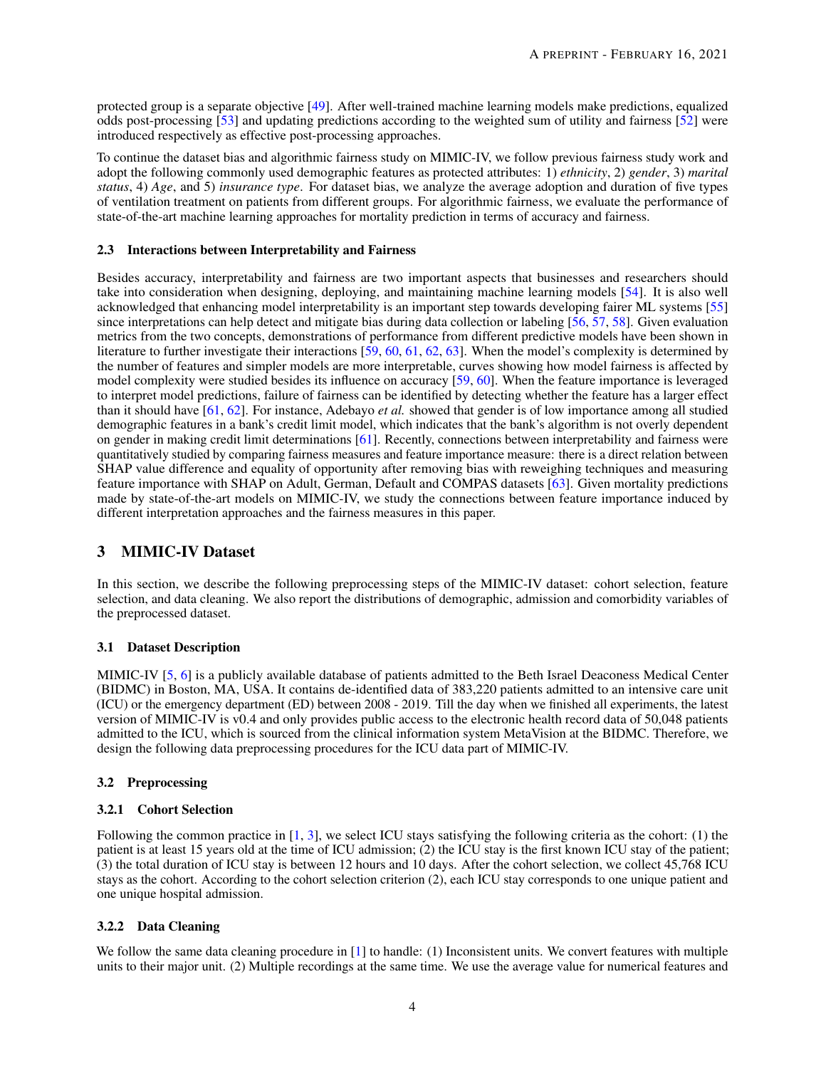protected group is a separate objective [49]. After well-trained machine learning models make predictions, equalized odds post-processing [53] and updating predictions according to the weighted sum of utility and fairness [52] were introduced respectively as effective post-processing approaches.

To continue the dataset bias and algorithmic fairness study on MIMIC-IV, we follow previous fairness study work and adopt the following commonly used demographic features as protected attributes: 1) *ethnicity*, 2) *gender*, 3) *marital status*, 4) *Age*, and 5) *insurance type*. For dataset bias, we analyze the average adoption and duration of five types of ventilation treatment on patients from different groups. For algorithmic fairness, we evaluate the performance of state-of-the-art machine learning approaches for mortality prediction in terms of accuracy and fairness.

### 2.3 Interactions between Interpretability and Fairness

Besides accuracy, interpretability and fairness are two important aspects that businesses and researchers should take into consideration when designing, deploying, and maintaining machine learning models [54]. It is also well acknowledged that enhancing model interpretability is an important step towards developing fairer ML systems [55] since interpretations can help detect and mitigate bias during data collection or labeling [56, 57, 58]. Given evaluation metrics from the two concepts, demonstrations of performance from different predictive models have been shown in literature to further investigate their interactions [59, 60, 61, 62, 63]. When the model's complexity is determined by the number of features and simpler models are more interpretable, curves showing how model fairness is affected by model complexity were studied besides its influence on accuracy [59, 60]. When the feature importance is leveraged to interpret model predictions, failure of fairness can be identified by detecting whether the feature has a larger effect than it should have [61, 62]. For instance, Adebayo *et al.* showed that gender is of low importance among all studied demographic features in a bank's credit limit model, which indicates that the bank's algorithm is not overly dependent on gender in making credit limit determinations [61]. Recently, connections between interpretability and fairness were quantitatively studied by comparing fairness measures and feature importance measure: there is a direct relation between SHAP value difference and equality of opportunity after removing bias with reweighing techniques and measuring feature importance with SHAP on Adult, German, Default and COMPAS datasets [63]. Given mortality predictions made by state-of-the-art models on MIMIC-IV, we study the connections between feature importance induced by different interpretation approaches and the fairness measures in this paper.

## 3 MIMIC-IV Dataset

In this section, we describe the following preprocessing steps of the MIMIC-IV dataset: cohort selection, feature selection, and data cleaning. We also report the distributions of demographic, admission and comorbidity variables of the preprocessed dataset.

### 3.1 Dataset Description

MIMIC-IV [5, 6] is a publicly available database of patients admitted to the Beth Israel Deaconess Medical Center (BIDMC) in Boston, MA, USA. It contains de-identified data of 383,220 patients admitted to an intensive care unit (ICU) or the emergency department (ED) between 2008 - 2019. Till the day when we finished all experiments, the latest version of MIMIC-IV is v0.4 and only provides public access to the electronic health record data of 50,048 patients admitted to the ICU, which is sourced from the clinical information system MetaVision at the BIDMC. Therefore, we design the following data preprocessing procedures for the ICU data part of MIMIC-IV.

### 3.2 Preprocessing

#### 3.2.1 Cohort Selection

Following the common practice in [1, 3], we select ICU stays satisfying the following criteria as the cohort: (1) the patient is at least 15 years old at the time of ICU admission; (2) the ICU stay is the first known ICU stay of the patient; (3) the total duration of ICU stay is between 12 hours and 10 days. After the cohort selection, we collect 45,768 ICU stays as the cohort. According to the cohort selection criterion (2), each ICU stay corresponds to one unique patient and one unique hospital admission.

#### 3.2.2 Data Cleaning

We follow the same data cleaning procedure in [1] to handle: (1) Inconsistent units. We convert features with multiple units to their major unit. (2) Multiple recordings at the same time. We use the average value for numerical features and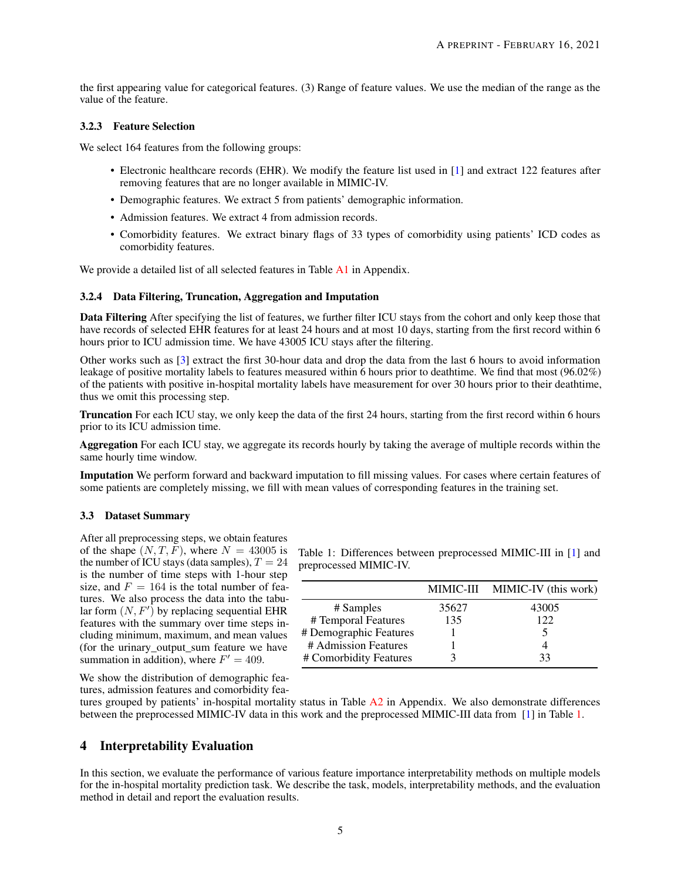the first appearing value for categorical features. (3) Range of feature values. We use the median of the range as the value of the feature.

#### 3.2.3 Feature Selection

We select 164 features from the following groups:

- Electronic healthcare records (EHR). We modify the feature list used in [1] and extract 122 features after removing features that are no longer available in MIMIC-IV.
- Demographic features. We extract 5 from patients' demographic information.
- Admission features. We extract 4 from admission records.
- Comorbidity features. We extract binary flags of 33 types of comorbidity using patients' ICD codes as comorbidity features.

We provide a detailed list of all selected features in Table A1 in Appendix.

#### 3.2.4 Data Filtering, Truncation, Aggregation and Imputation

**Data Filtering** After specifying the list of features, we further filter ICU stays from the cohort and only keep those that have records of selected EHR features for at least 24 hours and at most 10 days, starting from the first record within 6 hours prior to ICU admission time. We have 43005 ICU stays after the filtering.

Other works such as [3] extract the first 30-hour data and drop the data from the last 6 hours to avoid information leakage of positive mortality labels to features measured within 6 hours prior to deathtime. We find that most (96.02%) of the patients with positive in-hospital mortality labels have measurement for over 30 hours prior to their deathtime, thus we omit this processing step.

**Truncation** For each ICU stay, we only keep the data of the first 24 hours, starting from the first record within 6 hours prior to its ICU admission time.

**Aggregation** For each ICU stay, we aggregate its records hourly by taking the average of multiple records within the same hourly time window.

**Imputation** We perform forward and backward imputation to fill missing values. For cases where certain features of some patients are completely missing, we fill with mean values of corresponding features in the training set.

### 3.3 Dataset Summary

After all preprocessing steps, we obtain features of the shape $(N, T, F)$, where $N = 43005$ is the number of ICU stays (data samples), $T = 24$ is the number of time steps with 1-hour step size, and $F = 164$ is the total number of features. We also process the data into the tabular form $(N, F')$ by replacing sequential EHR features with the summary over time steps including minimum, maximum, and mean values (for the urinary_output_sum feature we have summation in addition), where $F' = 409$.

Table 1: Differences between preprocessed MIMIC-III in [1] and preprocessed MIMIC-IV.

| | MIMIC-III | MIMIC-IV (this work) |
|---|---|---|
| # Samples | 35627 | 43005 |
| # Temporal Features | 135 | 122 |
| # Demographic Features | 1 | 5 |
| # Admission Features | 1 | 4 |
| # Comorbidity Features | 3 | 33 |

We show the distribution of demographic features, admission features and comorbidity features grouped by patients' in-hospital mortality status in Table A2 in Appendix. We also demonstrate differences between the preprocessed MIMIC-IV data in this work and the preprocessed MIMIC-III data from [1] in Table 1.

## 4 Interpretability Evaluation

In this section, we evaluate the performance of various feature importance interpretability methods on multiple models for the in-hospital mortality prediction task. We describe the task, models, interpretability methods, and the evaluation method in detail and report the evaluation results.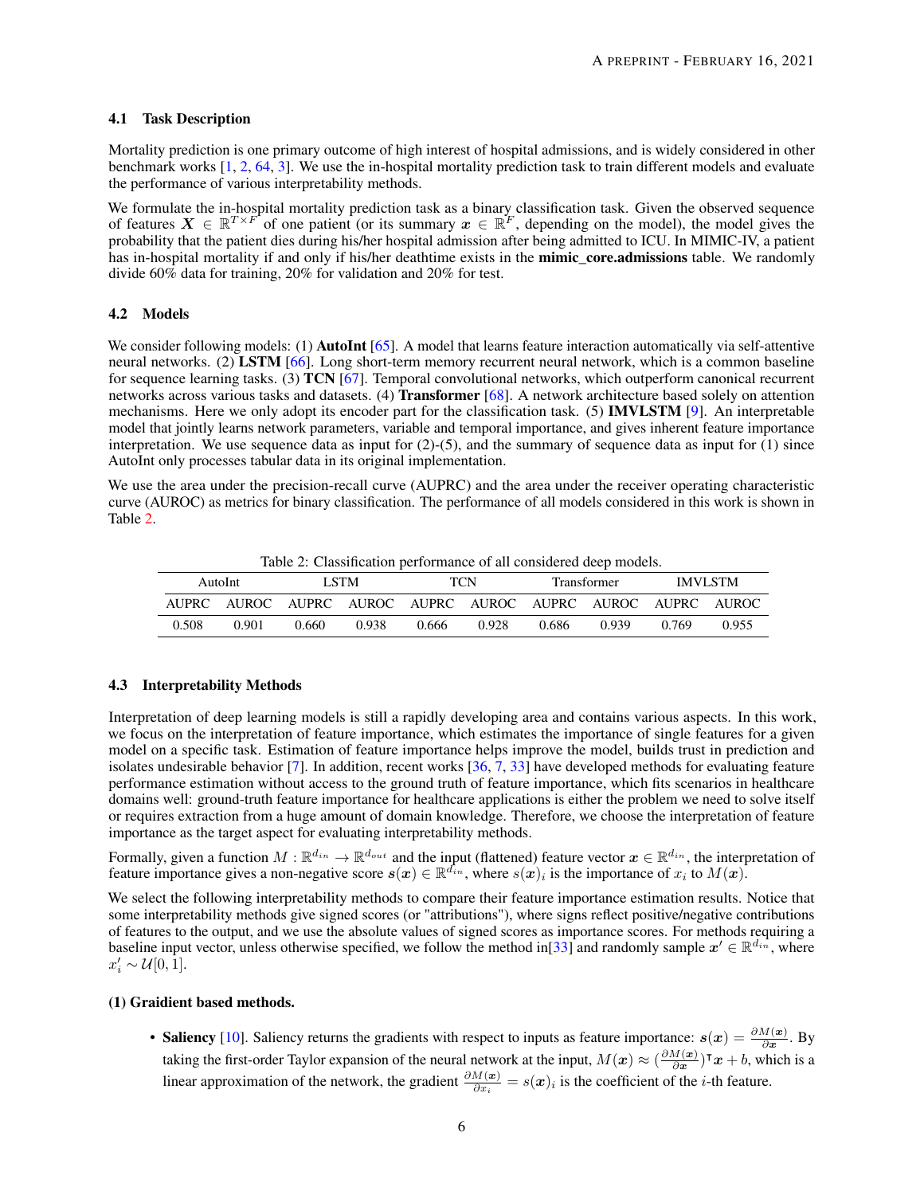### 4.1 Task Description

Mortality prediction is one primary outcome of high interest of hospital admissions, and is widely considered in other benchmark works [1, 2, 64, 3]. We use the in-hospital mortality prediction task to train different models and evaluate the performance of various interpretability methods.

We formulate the in-hospital mortality prediction task as a binary classification task. Given the observed sequence of features $\boldsymbol{X} \in \mathbb{R}^{T \times F}$ of one patient (or its summary $\boldsymbol{x} \in \mathbb{R}^{F}$, depending on the model), the model gives the probability that the patient dies during his/her hospital admission after being admitted to ICU. In MIMIC-IV, a patient has in-hospital mortality if and only if his/her deathtime exists in the **mimic_core.admissions** table. We randomly divide 60% data for training, 20% for validation and 20% for test.

### 4.2 Models

We consider following models: (1) **AutoInt** [65]. A model that learns feature interaction automatically via self-attentive neural networks. (2) **LSTM** [66]. Long short-term memory recurrent neural network, which is a common baseline for sequence learning tasks. (3) **TCN** [67]. Temporal convolutional networks, which outperform canonical recurrent networks across various tasks and datasets. (4) **Transformer** [68]. A network architecture based solely on attention mechanisms. Here we only adopt its encoder part for the classification task. (5) **IMVLSTM** [9]. An interpretable model that jointly learns network parameters, variable and temporal importance, and gives inherent feature importance interpretation. We use sequence data as input for (2)-(5), and the summary of sequence data as input for (1) since AutoInt only processes tabular data in its original implementation.

We use the area under the precision-recall curve (AUPRC) and the area under the receiver operating characteristic curve (AUROC) as metrics for binary classification. The performance of all models considered in this work is shown in Table 2.

Table 2: Classification performance of all considered deep models.

| AutoInt | | LSTM | | TCN | | Transformer | | IMVLSTM | |
|---|---|---|---|---|---|---|---|---|---|
| AUPRC | AUROC | AUPRC | AUROC | AUPRC | AUROC | AUPRC | AUROC | AUPRC | AUROC |
| 0.508 | 0.901 | 0.660 | 0.938 | 0.666 | 0.928 | 0.686 | 0.939 | 0.769 | 0.955 |

### 4.3 Interpretability Methods

Interpretation of deep learning models is still a rapidly developing area and contains various aspects. In this work, we focus on the interpretation of feature importance, which estimates the importance of single features for a given model on a specific task. Estimation of feature importance helps improve the model, builds trust in prediction and isolates undesirable behavior [7]. In addition, recent works [36, 7, 33] have developed methods for evaluating feature performance estimation without access to the ground truth of feature importance, which fits scenarios in healthcare domains well: ground-truth feature importance for healthcare applications is either the problem we need to solve itself or requires extraction from a huge amount of domain knowledge. Therefore, we choose the interpretation of feature importance as the target aspect for evaluating interpretability methods.

Formally, given a function $M : \mathbb{R}^{d_{in}} \to \mathbb{R}^{d_{out}}$ and the input (flattened) feature vector $\boldsymbol{x} \in \mathbb{R}^{d_{in}}$, the interpretation of feature importance gives a non-negative score $\boldsymbol{s}(\boldsymbol{x}) \in \mathbb{R}^{d_{in}}$, where $s(\boldsymbol{x})_i$ is the importance of $x_i$ to $M(\boldsymbol{x})$.

We select the following interpretability methods to compare their feature importance estimation results. Notice that some interpretability methods give signed scores (or "attributions"), where signs reflect positive/negative contributions of features to the output, and we use the absolute values of signed scores as importance scores. For methods requiring a baseline input vector, unless otherwise specified, we follow the method in[33] and randomly sample $\boldsymbol{x}' \in \mathbb{R}^{d_{in}}$, where $x'_i \sim \mathcal{U}[0, 1]$.

**(1) Graidient based methods.**

- **Saliency** [10]. Saliency returns the gradients with respect to inputs as feature importance: $\boldsymbol{s}(\boldsymbol{x}) = \frac{\partial M(\boldsymbol{x})}{\partial \boldsymbol{x}}$. By taking the first-order Taylor expansion of the neural network at the input, $M(\boldsymbol{x}) \approx (\frac{\partial M(\boldsymbol{x})}{\partial \boldsymbol{x}})^{\intercal}\boldsymbol{x} + b$, which is a linear approximation of the network, the gradient $\frac{\partial M(\boldsymbol{x})}{\partial x_i} = s(\boldsymbol{x})_i$ is the coefficient of the $i$-th feature.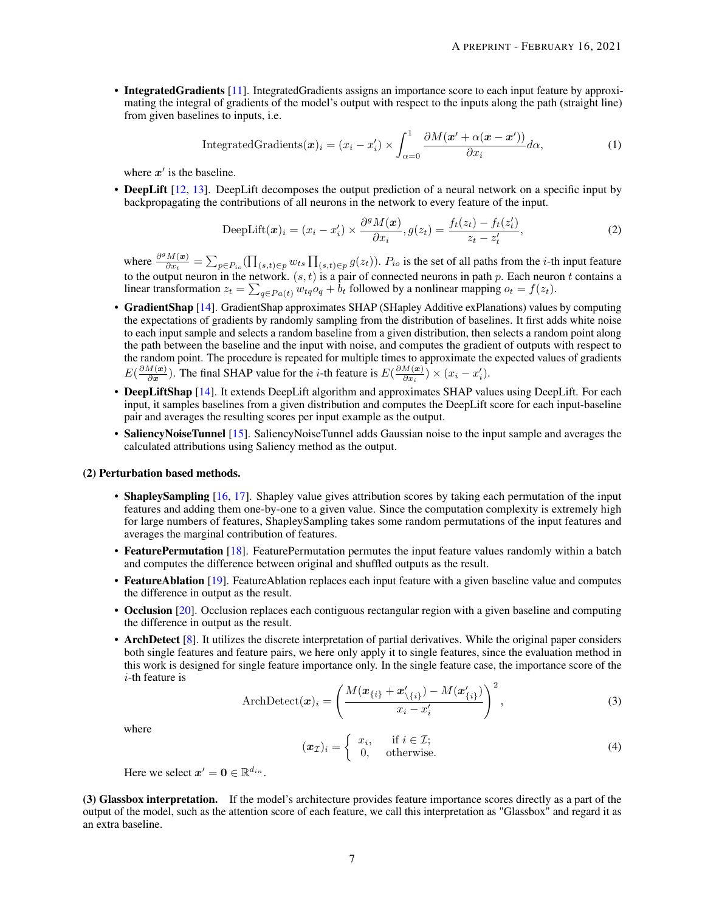- **IntegratedGradients** [11]. IntegratedGradients assigns an importance score to each input feature by approximating the integral of gradients of the model's output with respect to the inputs along the path (straight line) from given baselines to inputs, i.e.

$$\text{IntegratedGradients}(\boldsymbol{x})_i = (x_i - x_i') \times \int_{\alpha=0}^{1} \frac{\partial M(\boldsymbol{x}' + \alpha(\boldsymbol{x} - \boldsymbol{x}'))}{\partial x_i} d\alpha, \tag{1}$$

  where $\boldsymbol{x}'$ is the baseline.

- **DeepLift** [12, 13]. DeepLift decomposes the output prediction of a neural network on a specific input by backpropagating the contributions of all neurons in the network to every feature of the input.

$$\text{DeepLift}(\boldsymbol{x})_i = (x_i - x_i') \times \frac{\partial^g M(\boldsymbol{x})}{\partial x_i}, g(z_t) = \frac{f_t(z_t) - f_t(z_t')}{z_t - z_t'}, \tag{2}$$

  where $\frac{\partial^g M(\boldsymbol{x})}{\partial x_i} = \sum_{p \in P_{io}} (\prod_{(s,t) \in p} w_{ts} \prod_{(s,t) \in p} g(z_t))$. $P_{io}$ is the set of all paths from the $i$-th input feature to the output neuron in the network. $(s, t)$ is a pair of connected neurons in path $p$. Each neuron $t$ contains a linear transformation $z_t = \sum_{q \in Pa(t)} w_{tq} o_q + b_t$ followed by a nonlinear mapping $o_t = f(z_t)$.

- **GradientShap** [14]. GradientShap approximates SHAP (SHapley Additive exPlanations) values by computing the expectations of gradients by randomly sampling from the distribution of baselines. It first adds white noise to each input sample and selects a random baseline from a given distribution, then selects a random point along the path between the baseline and the input with noise, and computes the gradient of outputs with respect to the random point. The procedure is repeated for multiple times to approximate the expected values of gradients $E(\frac{\partial M(\boldsymbol{x})}{\partial \boldsymbol{x}})$. The final SHAP value for the $i$-th feature is $E(\frac{\partial M(\boldsymbol{x})}{\partial x_i}) \times (x_i - x_i')$.

- **DeepLiftShap** [14]. It extends DeepLift algorithm and approximates SHAP values using DeepLift. For each input, it samples baselines from a given distribution and computes the DeepLift score for each input-baseline pair and averages the resulting scores per input example as the output.

- **SaliencyNoiseTunnel** [15]. SaliencyNoiseTunnel adds Gaussian noise to the input sample and averages the calculated attributions using Saliency method as the output.

**(2) Perturbation based methods.**

- **ShapleySampling** [16, 17]. Shapley value gives attribution scores by taking each permutation of the input features and adding them one-by-one to a given value. Since the computation complexity is extremely high for large numbers of features, ShapleySampling takes some random permutations of the input features and averages the marginal contribution of features.

- **FeaturePermutation** [18]. FeaturePermutation permutes the input feature values randomly within a batch and computes the difference between original and shuffled outputs as the result.

- **FeatureAblation** [19]. FeatureAblation replaces each input feature with a given baseline value and computes the difference in output as the result.

- **Occlusion** [20]. Occlusion replaces each contiguous rectangular region with a given baseline and computing the difference in output as the result.

- **ArchDetect** [8]. It utilizes the discrete interpretation of partial derivatives. While the original paper considers both single features and feature pairs, we here only apply it to single features, since the evaluation method in this work is designed for single feature importance only. In the single feature case, the importance score of the $i$-th feature is

$$\text{ArchDetect}(\boldsymbol{x})_i = \left( \frac{M(\boldsymbol{x}_{\{i\}} + \boldsymbol{x}'_{\setminus\{i\}}) - M(\boldsymbol{x}'_{\{i\}})}{x_i - x_i'} \right)^2, \tag{3}$$

  where

$$(\boldsymbol{x}_{\mathcal{I}})_i = \begin{cases} x_i, & \text{if } i \in \mathcal{I}; \\ 0, & \text{otherwise.} \end{cases} \tag{4}$$

  Here we select $\boldsymbol{x}' = \boldsymbol{0} \in \mathbb{R}^{d_{in}}$.

**(3) Glassbox interpretation.** If the model's architecture provides feature importance scores directly as a part of the output of the model, such as the attention score of each feature, we call this interpretation as "Glassbox" and regard it as an extra baseline.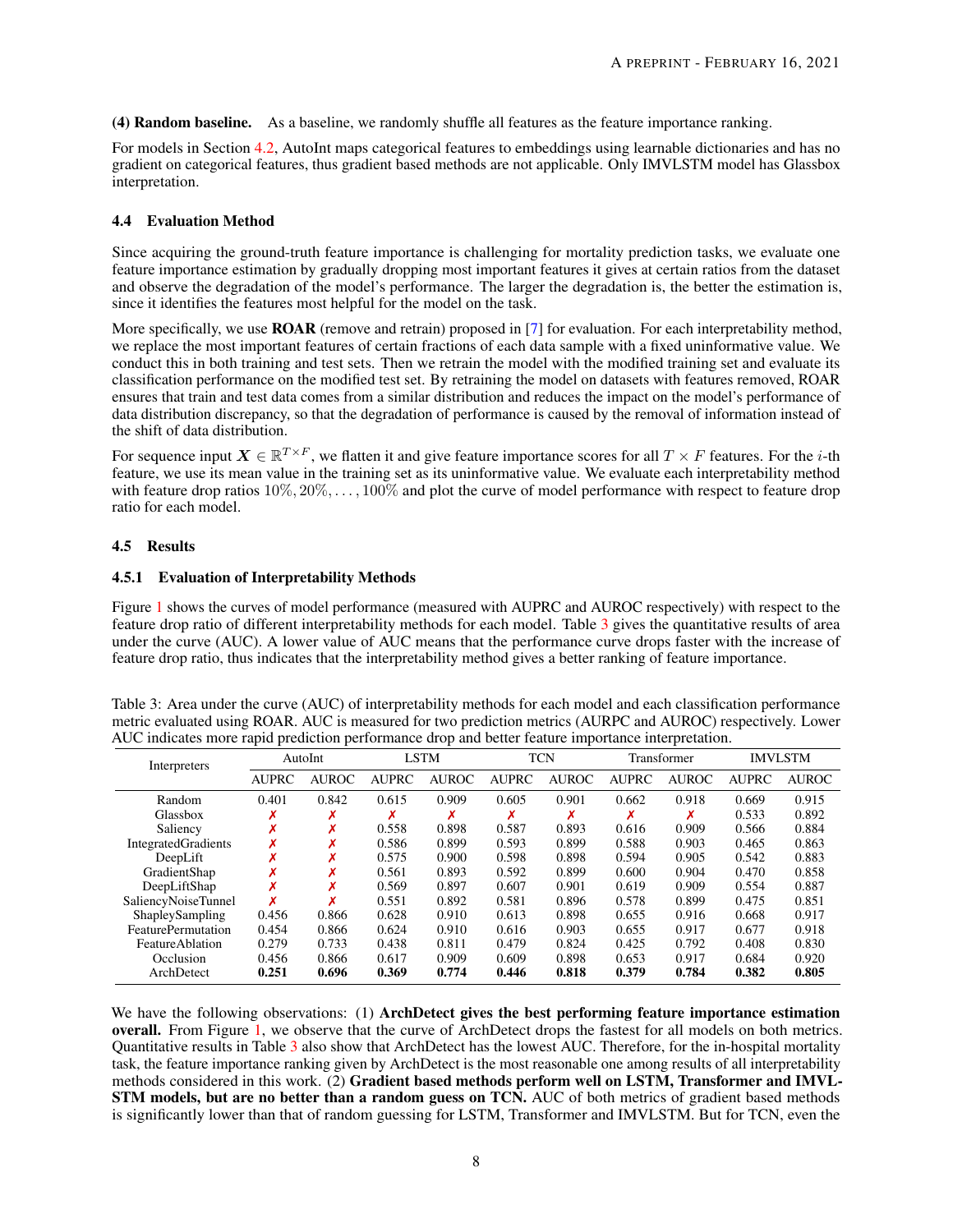**(4) Random baseline.** As a baseline, we randomly shuffle all features as the feature importance ranking.

For models in Section 4.2, AutoInt maps categorical features to embeddings using learnable dictionaries and has no gradient on categorical features, thus gradient based methods are not applicable. Only IMVLSTM model has Glassbox interpretation.

### 4.4 Evaluation Method

Since acquiring the ground-truth feature importance is challenging for mortality prediction tasks, we evaluate one feature importance estimation by gradually dropping most important features it gives at certain ratios from the dataset and observe the degradation of the model's performance. The larger the degradation is, the better the estimation is, since it identifies the features most helpful for the model on the task.

More specifically, we use **ROAR** (remove and retrain) proposed in [7] for evaluation. For each interpretability method, we replace the most important features of certain fractions of each data sample with a fixed uninformative value. We conduct this in both training and test sets. Then we retrain the model with the modified training set and evaluate its classification performance on the modified test set. By retraining the model on datasets with features removed, ROAR ensures that train and test data comes from a similar distribution and reduces the impact on the model's performance of data distribution discrepancy, so that the degradation of performance is caused by the removal of information instead of the shift of data distribution.

For sequence input $\boldsymbol{X} \in \mathbb{R}^{T \times F}$, we flatten it and give feature importance scores for all $T \times F$ features. For the $i$-th feature, we use its mean value in the training set as its uninformative value. We evaluate each interpretability method with feature drop ratios $10\%, 20\%, \ldots, 100\%$ and plot the curve of model performance with respect to feature drop ratio for each model.

### 4.5 Results

#### 4.5.1 Evaluation of Interpretability Methods

Figure 1 shows the curves of model performance (measured with AUPRC and AUROC respectively) with respect to the feature drop ratio of different interpretability methods for each model. Table 3 gives the quantitative results of area under the curve (AUC). A lower value of AUC means that the performance curve drops faster with the increase of feature drop ratio, thus indicates that the interpretability method gives a better ranking of feature importance.

Table 3: Area under the curve (AUC) of interpretability methods for each model and each classification performance metric evaluated using ROAR. AUC is measured for two prediction metrics (AURPC and AUROC) respectively. Lower AUC indicates more rapid prediction performance drop and better feature importance interpretation.

| Interpreters | AutoInt | | LSTM | | TCN | | Transformer | | IMVLSTM | |
|---|---|---|---|---|---|---|---|---|---|---|
| | AUPRC | AUROC | AUPRC | AUROC | AUPRC | AUROC | AUPRC | AUROC | AUPRC | AUROC |
| Random | 0.401 | 0.842 | 0.615 | 0.909 | 0.605 | 0.901 | 0.662 | 0.918 | 0.669 | 0.915 |
| Glassbox | ✗ | ✗ | ✗ | ✗ | ✗ | ✗ | ✗ | ✗ | 0.533 | 0.892 |
| Saliency | ✗ | ✗ | 0.558 | 0.898 | 0.587 | 0.893 | 0.616 | 0.909 | 0.566 | 0.884 |
| IntegratedGradients | ✗ | ✗ | 0.586 | 0.899 | 0.593 | 0.899 | 0.588 | 0.903 | 0.465 | 0.863 |
| DeepLift | ✗ | ✗ | 0.575 | 0.900 | 0.598 | 0.898 | 0.594 | 0.905 | 0.542 | 0.883 |
| GradientShap | ✗ | ✗ | 0.561 | 0.893 | 0.592 | 0.899 | 0.600 | 0.904 | 0.470 | 0.858 |
| DeepLiftShap | ✗ | ✗ | 0.569 | 0.897 | 0.607 | 0.901 | 0.619 | 0.909 | 0.554 | 0.887 |
| SaliencyNoiseTunnel | ✗ | ✗ | 0.551 | 0.892 | 0.581 | 0.896 | 0.578 | 0.899 | 0.475 | 0.851 |
| ShapleySampling | 0.456 | 0.866 | 0.628 | 0.910 | 0.613 | 0.898 | 0.655 | 0.916 | 0.668 | 0.917 |
| FeaturePermutation | 0.454 | 0.866 | 0.624 | 0.910 | 0.616 | 0.903 | 0.655 | 0.917 | 0.677 | 0.918 |
| FeatureAblation | 0.279 | 0.733 | 0.438 | 0.811 | 0.479 | 0.824 | 0.425 | 0.792 | 0.408 | 0.830 |
| Occlusion | 0.456 | 0.866 | 0.617 | 0.909 | 0.609 | 0.898 | 0.653 | 0.917 | 0.684 | 0.920 |
| ArchDetect | **0.251** | **0.696** | **0.369** | **0.774** | **0.446** | **0.818** | **0.379** | **0.784** | **0.382** | **0.805** |

We have the following observations: (1) **ArchDetect gives the best performing feature importance estimation overall.** From Figure 1, we observe that the curve of ArchDetect drops the fastest for all models on both metrics. Quantitative results in Table 3 also show that ArchDetect has the lowest AUC. Therefore, for the in-hospital mortality task, the feature importance ranking given by ArchDetect is the most reasonable one among results of all interpretability methods considered in this work. (2) **Gradient based methods perform well on LSTM, Transformer and IMVLSTM models, but are no better than a random guess on TCN.** AUC of both metrics of gradient based methods is significantly lower than that of random guessing for LSTM, Transformer and IMVLSTM. But for TCN, even the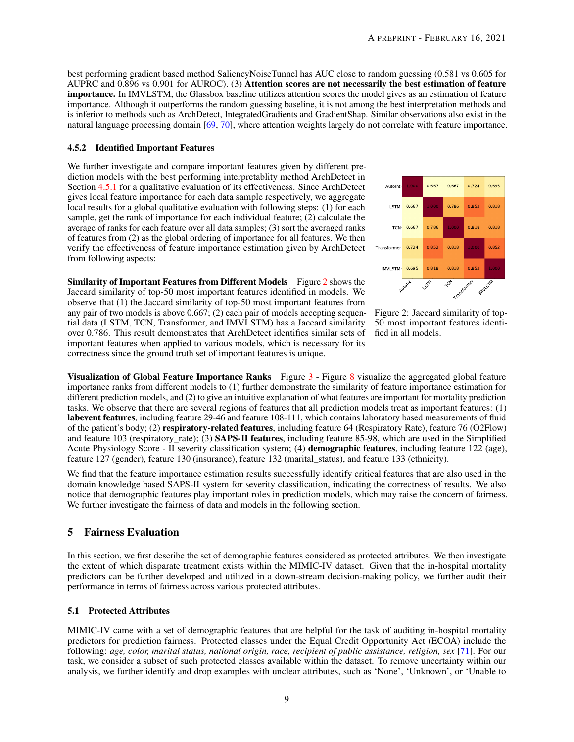best performing gradient based method SaliencyNoiseTunnel has AUC close to random guessing (0.581 vs 0.605 for AUPRC and 0.896 vs 0.901 for AUROC). (3) **Attention scores are not necessarily the best estimation of feature importance.** In IMVLSTM, the Glassbox baseline utilizes attention scores the model gives as an estimation of feature importance. Although it outperforms the random guessing baseline, it is not among the best interpretation methods and is inferior to methods such as ArchDetect, IntegratedGradients and GradientShap. Similar observations also exist in the natural language processing domain [69, 70], where attention weights largely do not correlate with feature importance.

#### 4.5.2 Identified Important Features

We further investigate and compare important features given by different prediction models with the best performing interpretablity method ArchDetect in Section 4.5.1 for a qualitative evaluation of its effectiveness. Since ArchDetect gives local feature importance for each data sample respectively, we aggregate local results for a global qualitative evaluation with following steps: (1) for each sample, get the rank of importance for each individual feature; (2) calculate the average of ranks for each feature over all data samples; (3) sort the averaged ranks of features from (2) as the global ordering of importance for all features. We then verify the effectiveness of feature importance estimation given by ArchDetect from following aspects:

**Similarity of Important Features from Different Models** Figure 2 shows the Jaccard similarity of top-50 most important features identified in models. We observe that (1) the Jaccard similarity of top-50 most important features from any pair of two models is above 0.667; (2) each pair of models accepting sequential data (LSTM, TCN, Transformer, and IMVLSTM) has a Jaccard similarity over 0.786. This result demonstrates that ArchDetect identifies similar sets of important features when applied to various models, which is necessary for its correctness since the ground truth set of important features is unique.

| | AutoInt | LSTM | TCN | Transformer | IMVLSTM |
|---|---|---|---|---|---|
| AutoInt | 1.000 | 0.667 | 0.667 | 0.724 | 0.695 |
| LSTM | 0.667 | 1.000 | 0.786 | 0.852 | 0.818 |
| TCN | 0.667 | 0.786 | 1.000 | 0.818 | 0.818 |
| Transformer | 0.724 | 0.852 | 0.818 | 1.000 | 0.852 |
| IMVLSTM | 0.695 | 0.818 | 0.818 | 0.852 | 1.000 |

Figure 2: Jaccard similarity of top-50 most important features identified in all models.

**Visualization of Global Feature Importance Ranks** Figure 3 - Figure 8 visualize the aggregated global feature importance ranks from different models to (1) further demonstrate the similarity of feature importance estimation for different prediction models, and (2) to give an intuitive explanation of what features are important for mortality prediction tasks. We observe that there are several regions of features that all prediction models treat as important features: (1) **labevent features**, including feature 29-46 and feature 108-111, which contains laboratory based measurements of fluid of the patient's body; (2) **respiratory-related features**, including feature 64 (Respiratory Rate), feature 76 (O2Flow) and feature 103 (respiratory_rate); (3) **SAPS-II features**, including feature 85-98, which are used in the Simplified Acute Physiology Score - II severity classification system; (4) **demographic features**, including feature 122 (age), feature 127 (gender), feature 130 (insurance), feature 132 (marital_status), and feature 133 (ethnicity).

We find that the feature importance estimation results successfully identify critical features that are also used in the domain knowledge based SAPS-II system for severity classification, indicating the correctness of results. We also notice that demographic features play important roles in prediction models, which may raise the concern of fairness. We further investigate the fairness of data and models in the following section.

## 5 Fairness Evaluation

In this section, we first describe the set of demographic features considered as protected attributes. We then investigate the extent of which disparate treatment exists within the MIMIC-IV dataset. Given that the in-hospital mortality predictors can be further developed and utilized in a down-stream decision-making policy, we further audit their performance in terms of fairness across various protected attributes.

### 5.1 Protected Attributes

MIMIC-IV came with a set of demographic features that are helpful for the task of auditing in-hospital mortality predictors for prediction fairness. Protected classes under the Equal Credit Opportunity Act (ECOA) include the following: *age, color, marital status, national origin, race, recipient of public assistance, religion, sex* [71]. For our task, we consider a subset of such protected classes available within the dataset. To remove uncertainty within our analysis, we further identify and drop examples with unclear attributes, such as 'None', 'Unknown', or 'Unable to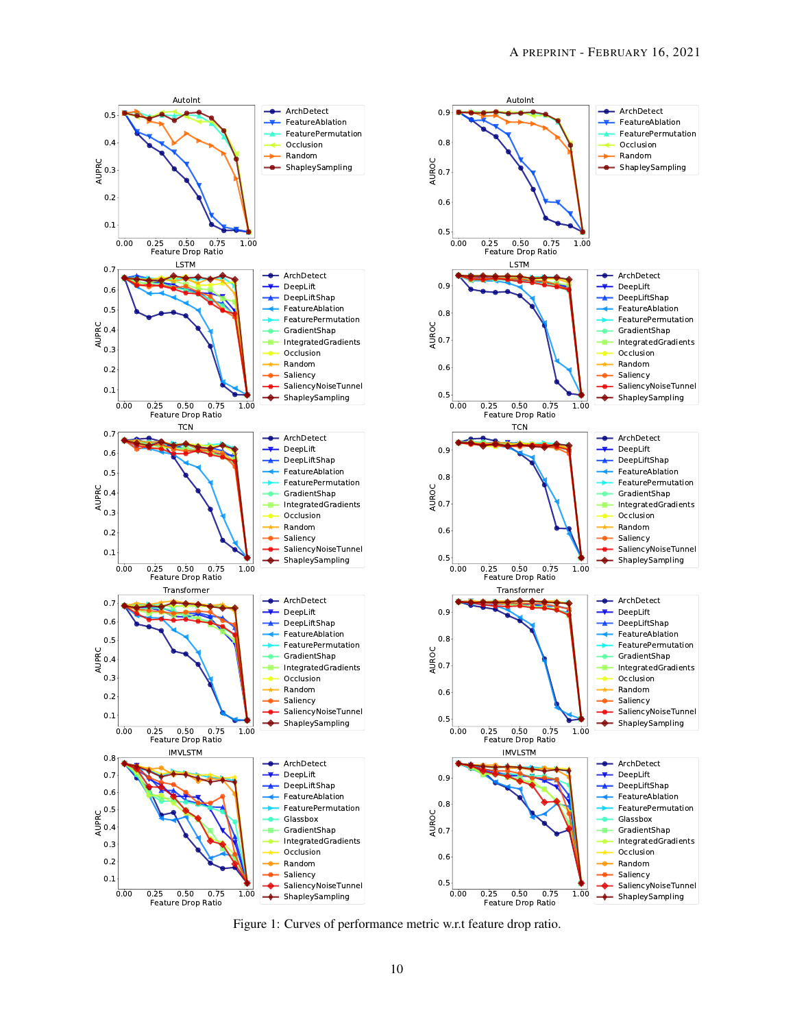Figure 1: Curves of performance metric w.r.t feature drop ratio.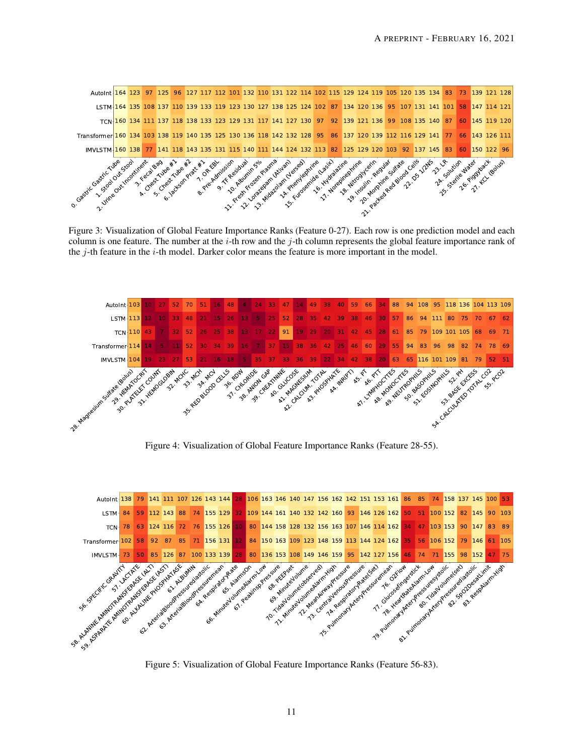| | 0. Gastric Gastric Tube | 1. Stool Out Stool | 2. Urine Out Incontinent | 3. Fecal Bag | 4. Chest Tube #1 | 5. Chest Tube #2 | 6. Jackson Pratt #1 | 7. OR EBL | 8. Pre-Admission | 9. TF Residual | 10. Albumin 5% | 11. Fresh Frozen Plasma | 12. Lorazepam (Ativan) | 13. Midazolam (Versed) | 14. Phenylephrine | 15. Furosemide (Lasix) | 16. Hydralazine | 17. Norepinephrine | 18. Nitroglycerin | 19. Insulin - Regular | 20. Morphine Sulfate | 21. Packed Red Blood Cells | 22. D5 1/2NS | 23. LR | 24. Solution | 25. Sterile Water | 26. Piggyback | 27. KCL (Bolus) |
|---|---|---|---|---|---|---|---|---|---|---|---|---|---|---|---|---|---|---|---|---|---|---|---|---|---|---|---|---|
| AutoInt | 164 | 123 | 97 | 125 | 96 | 127 | 117 | 112 | 101 | 132 | 110 | 131 | 122 | 114 | 102 | 115 | 129 | 124 | 119 | 105 | 120 | 135 | 134 | 83 | 73 | 139 | 121 | 128 |
| LSTM | 164 | 135 | 108 | 137 | 110 | 139 | 133 | 119 | 123 | 130 | 127 | 138 | 125 | 124 | 102 | 87 | 134 | 120 | 136 | 95 | 107 | 131 | 141 | 101 | 58 | 147 | 114 | 121 |
| TCN | 160 | 134 | 111 | 137 | 118 | 138 | 133 | 123 | 129 | 131 | 117 | 141 | 127 | 130 | 97 | 92 | 139 | 121 | 136 | 99 | 108 | 135 | 140 | 87 | 60 | 145 | 119 | 120 |
| Transformer | 160 | 134 | 103 | 138 | 119 | 140 | 135 | 125 | 130 | 136 | 118 | 142 | 132 | 128 | 95 | 86 | 137 | 120 | 139 | 112 | 116 | 129 | 141 | 77 | 66 | 143 | 126 | 111 |
| IMVLSTM | 160 | 138 | 77 | 141 | 118 | 143 | 135 | 131 | 115 | 140 | 111 | 144 | 124 | 132 | 113 | 82 | 125 | 129 | 120 | 103 | 92 | 137 | 145 | 83 | 60 | 150 | 122 | 96 |

Figure 3: Visualization of Global Feature Importance Ranks (Feature 0-27). Each row is one prediction model and each column is one feature. The number at the $i$-th row and the $j$-th column represents the global feature importance rank of the $j$-th feature in the $i$-th model. Darker color means the feature is more important in the model.

| | 28. Magnesium Sulfate (Bolus) | 29. HEMATOCRIT | 30. PLATELET COUNT | 31. HEMOGLOBIN | 32. MCHC | 33. MCH | 34. MCV | 35. RED BLOOD CELLS | 36. RDW | 37. CHLORIDE | 38. ANION GAP | 39. CREATININE | 40. GLUCOSE | 41. MAGNESIUM | 42. CALCIUM, TOTAL | 43. PHOSPHATE | 44. INR(PT) | 45. PT | 46. PTT | 47. LYMPHOCYTES | 48. MONOCYTES | 49. NEUTROPHILS | 50. BASOPHILS | 51. EOSINOPHILS | 52. PH | 53. BASE EXCESS | 54. CALCULATED TOTAL CO2 | 55. PCO2 |
|---|---|---|---|---|---|---|---|---|---|---|---|---|---|---|---|---|---|---|---|---|---|---|---|---|---|---|---|---|
| AutoInt | 103 | 10 | 27 | 52 | 70 | 51 | 16 | 48 | 4 | 24 | 33 | 47 | 14 | 49 | 38 | 40 | 59 | 66 | 34 | 88 | 94 | 108 | 95 | 118 | 136 | 104 | 113 | 109 |
| LSTM | 113 | 12 | 10 | 33 | 48 | 21 | 15 | 26 | 13 | 5 | 25 | 52 | 28 | 35 | 42 | 39 | 38 | 46 | 30 | 57 | 86 | 94 | 111 | 80 | 75 | 70 | 67 | 62 |
| TCN | 110 | 43 | 7 | 32 | 52 | 26 | 25 | 38 | 13 | 17 | 22 | 91 | 19 | 29 | 20 | 31 | 42 | 45 | 28 | 61 | 85 | 79 | 109 | 101 | 105 | 68 | 69 | 71 |
| Transformer | 114 | 14 | 5 | 11 | 52 | 30 | 34 | 39 | 16 | 7 | 37 | 15 | 38 | 36 | 42 | 25 | 46 | 60 | 29 | 55 | 94 | 83 | 96 | 98 | 82 | 74 | 78 | 69 |
| IMVLSTM | 104 | 19 | 23 | 27 | 53 | 21 | 16 | 18 | 5 | 35 | 37 | 33 | 36 | 39 | 22 | 34 | 42 | 38 | 20 | 63 | 65 | 116 | 101 | 109 | 81 | 79 | 52 | 51 |

Figure 4: Visualization of Global Feature Importance Ranks (Feature 28-55).

| | 56. SPECIFIC GRAVITY | 57. LACTATE | 58. ALANINE AMINOTRANSFERASE (ALT) | 59. ASPARATE AMINOTRANSFERASE (AST) | 60. ALKALINE PHOSPHATASE | 61. ALBUMIN | 62. ArterialBloodPressurediastolic | 63. ArterialBloodPressuremean | 64. RespiratoryRate | 65. AlarmsOn | 66. MinuteVolumeAlarm-Low | 67. PeakInsp.Pressure | 68. PEEPset | 69. MinuteVolume | 70. TidalVolume(observed) | 71. MinuteVolumeAlarm-High | 72. MeanAirwayPressure | 73. CentralVenousPressure | 74. RespiratoryRate(Set) | 75. PulmonaryArteryPressuremean | 76. O2Flow | 77. Glucosefingerstick | 78. HeartRateAlarm-Low | 79. PulmonaryArteryPressuresystolic | 80. TidalVolume(set) | 81. PulmonaryArteryPressurediastolic | 82. SpO2DesatLimit | 83. RespAlarm-High |
|---|---|---|---|---|---|---|---|---|---|---|---|---|---|---|---|---|---|---|---|---|---|---|---|---|---|---|---|---|
| AutoInt | 138 | 79 | 141 | 111 | 107 | 126 | 143 | 144 | 28 | 106 | 163 | 146 | 140 | 147 | 156 | 162 | 142 | 151 | 153 | 161 | 86 | 85 | 74 | 158 | 137 | 145 | 100 | 53 |
| LSTM | 84 | 59 | 112 | 143 | 88 | 74 | 155 | 129 | 32 | 109 | 144 | 161 | 140 | 132 | 142 | 160 | 93 | 146 | 126 | 162 | 50 | 51 | 100 | 152 | 82 | 145 | 90 | 103 |
| TCN | 78 | 63 | 124 | 116 | 72 | 76 | 155 | 126 | 10 | 80 | 144 | 158 | 128 | 132 | 156 | 163 | 107 | 146 | 114 | 162 | 34 | 47 | 103 | 153 | 90 | 147 | 83 | 89 |
| Transformer | 102 | 58 | 92 | 87 | 85 | 71 | 156 | 131 | 12 | 84 | 150 | 163 | 109 | 123 | 148 | 159 | 113 | 144 | 124 | 162 | 35 | 56 | 106 | 152 | 79 | 146 | 61 | 105 |
| IMVLSTM | 73 | 50 | 85 | 126 | 87 | 100 | 133 | 139 | 28 | 80 | 136 | 153 | 108 | 149 | 146 | 159 | 95 | 142 | 127 | 156 | 46 | 74 | 71 | 155 | 98 | 152 | 47 | 75 |

Figure 5: Visualization of Global Feature Importance Ranks (Feature 56-83).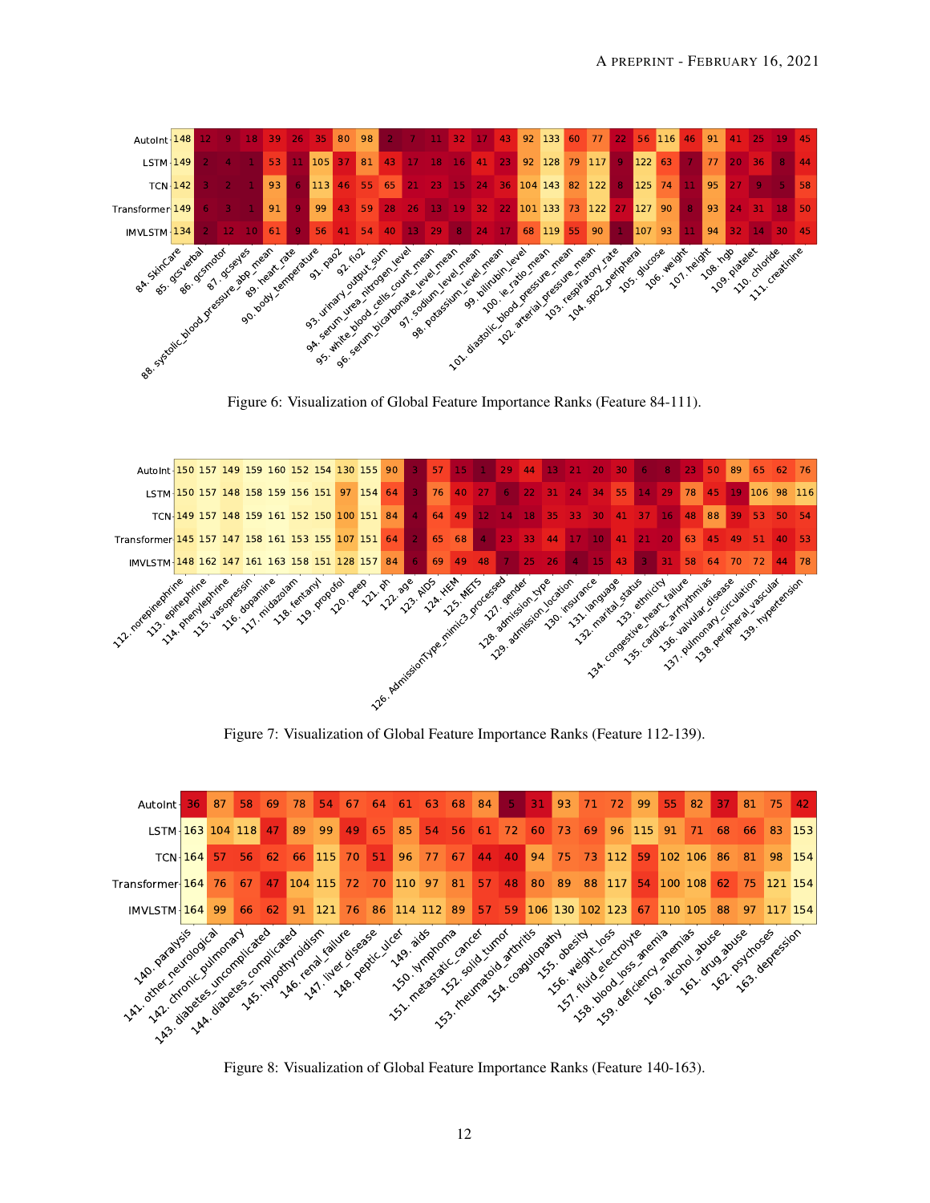| Feature | AutoInt | LSTM | TCN | Transformer | IMVLSTM |
|---|---|---|---|---|---|
| 84. SkinCare | 148 | 149 | 142 | 149 | 134 |
| 85. gcsverbal | 12 | 2 | 3 | 6 | 2 |
| 86. gcsmotor | 9 | 4 | 2 | 3 | 12 |
| 87. gcseyes | 18 | 1 | 1 | 1 | 10 |
| 88. systolic_blood_pressure_abp_mean | 39 | 53 | 93 | 91 | 61 |
| 89. heart_rate | 26 | 11 | 6 | 9 | 9 |
| 90. body_temperature | 35 | 105 | 113 | 99 | 56 |
| 91. pao2 | 80 | 37 | 46 | 43 | 41 |
| 92. fio2 | 98 | 81 | 55 | 59 | 54 |
| 93. urinary_output_sum | 2 | 43 | 65 | 28 | 40 |
| 94. serum_urea_nitrogen_level | 7 | 17 | 21 | 26 | 13 |
| 95. white_blood_cells_count_mean | 11 | 18 | 23 | 13 | 29 |
| 96. serum_bicarbonate_level_mean | 32 | 16 | 15 | 19 | 8 |
| 97. sodium_level_mean | 17 | 41 | 24 | 32 | 24 |
| 98. potassium_level_mean | 43 | 23 | 36 | 22 | 17 |
| 99. bilirubin_level | 92 | 92 | 104 | 101 | 68 |
| 100. ie_ratio_mean | 133 | 128 | 143 | 133 | 119 |
| 101. diastolic_blood_pressure_mean | 60 | 79 | 82 | 73 | 55 |
| 102. arterial_pressure_mean | 77 | 117 | 122 | 122 | 90 |
| 103. respiratory_rate | 22 | 9 | 8 | 27 | 1 |
| 104. spo2_peripheral | 56 | 122 | 125 | 127 | 107 |
| 105. glucose | 116 | 63 | 74 | 90 | 93 |
| 106. weight | 46 | 7 | 11 | 8 | 11 |
| 107. height | 91 | 77 | 95 | 93 | 94 |
| 108. hgb | 41 | 20 | 27 | 24 | 32 |
| 109. platelet | 25 | 36 | 9 | 31 | 14 |
| 110. chloride | 19 | 8 | 5 | 18 | 30 |
| 111. creatinine | 45 | 44 | 58 | 50 | 45 |

Figure 6: Visualization of Global Feature Importance Ranks (Feature 84-111).

| Feature | AutoInt | LSTM | TCN | Transformer | IMVLSTM |
|---|---|---|---|---|---|
| 112. norepinephrine | 150 | 150 | 149 | 145 | 148 |
| 113. epinephrine | 157 | 157 | 157 | 157 | 162 |
| 114. phenylephrine | 149 | 148 | 148 | 147 | 147 |
| 115. vasopressin | 159 | 158 | 159 | 158 | 161 |
| 116. dopamine | 160 | 159 | 161 | 161 | 163 |
| 117. midazolam | 152 | 156 | 152 | 153 | 158 |
| 118. fentanyl | 154 | 151 | 150 | 155 | 151 |
| 119. propofol | 130 | 97 | 100 | 107 | 128 |
| 120. peep | 155 | 154 | 151 | 151 | 157 |
| 121. ph | 90 | 64 | 84 | 64 | 84 |
| 122. age | 3 | 3 | 4 | 2 | 6 |
| 123. AIDS | 57 | 76 | 64 | 65 | 69 |
| 124. HEM | 15 | 40 | 49 | 68 | 49 |
| 125. METS | 1 | 27 | 12 | 4 | 48 |
| 126. AdmissionType_mimic3_processed | 29 | 6 | 14 | 23 | 7 |
| 127. gender | 44 | 22 | 18 | 33 | 25 |
| 128. admission_type | 13 | 31 | 35 | 44 | 26 |
| 129. admission_location | 21 | 24 | 33 | 17 | 4 |
| 130. insurance | 20 | 34 | 30 | 10 | 15 |
| 131. language | 30 | 55 | 41 | 41 | 43 |
| 132. marital_status | 6 | 14 | 37 | 21 | 3 |
| 133. ethnicity | 8 | 29 | 16 | 20 | 31 |
| 134. congestive_heart_failure | 23 | 78 | 48 | 63 | 58 |
| 135. cardiac_arrhythmias | 50 | 45 | 88 | 45 | 64 |
| 136. valvular_disease | 89 | 19 | 39 | 49 | 70 |
| 137. pulmonary_circulation | 65 | 106 | 53 | 51 | 72 |
| 138. peripheral_vascular | 62 | 98 | 50 | 40 | 44 |
| 139. hypertension | 76 | 116 | 54 | 53 | 78 |

Figure 7: Visualization of Global Feature Importance Ranks (Feature 112-139).

| Feature | AutoInt | LSTM | TCN | Transformer | IMVLSTM |
|---|---|---|---|---|---|
| 140. paralysis | 36 | 163 | 164 | 164 | 164 |
| 141. other_neurological | 87 | 104 | 57 | 76 | 99 |
| 142. chronic_pulmonary | 58 | 118 | 56 | 67 | 66 |
| 143. diabetes_uncomplicated | 69 | 47 | 62 | 47 | 62 |
| 144. diabetes_complicated | 78 | 89 | 66 | 104 | 91 |
| 145. hypothyroidism | 54 | 99 | 115 | 115 | 121 |
| 146. renal_failure | 67 | 49 | 70 | 72 | 76 |
| 147. liver_disease | 64 | 65 | 51 | 70 | 86 |
| 148. peptic_ulcer | 61 | 85 | 96 | 110 | 114 |
| 149. aids | 63 | 54 | 77 | 97 | 112 |
| 150. lymphoma | 68 | 56 | 67 | 81 | 89 |
| 151. metastatic_cancer | 84 | 61 | 44 | 57 | 57 |
| 152. solid_tumor | 5 | 72 | 40 | 48 | 59 |
| 153. rheumatoid_arthritis | 31 | 60 | 94 | 80 | 106 |
| 154. coagulopathy | 93 | 73 | 75 | 89 | 130 |
| 155. obesity | 71 | 69 | 73 | 88 | 102 |
| 156. weight_loss | 72 | 96 | 112 | 117 | 123 |
| 157. fluid_electrolyte | 99 | 115 | 59 | 54 | 67 |
| 158. blood_loss_anemia | 55 | 91 | 102 | 100 | 110 |
| 159. deficiency_anemias | 82 | 71 | 106 | 108 | 105 |
| 160. alcohol_abuse | 37 | 68 | 86 | 62 | 88 |
| 161. drug_abuse | 81 | 66 | 81 | 75 | 97 |
| 162. psychoses | 75 | 83 | 98 | 121 | 117 |
| 163. depression | 42 | 153 | 154 | 154 | 154 |

Figure 8: Visualization of Global Feature Importance Ranks (Feature 140-163).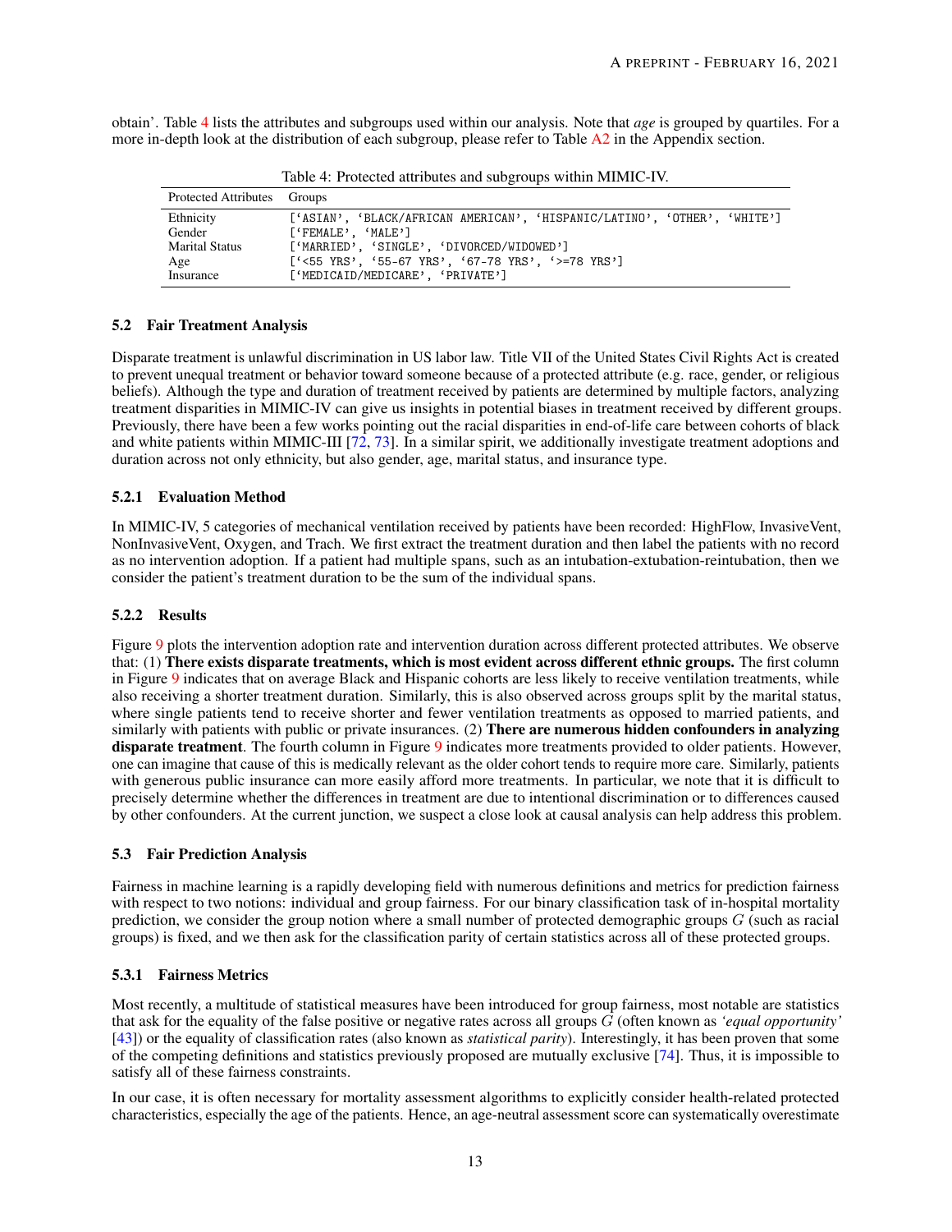obtain'. Table 4 lists the attributes and subgroups used within our analysis. Note that *age* is grouped by quartiles. For a more in-depth look at the distribution of each subgroup, please refer to Table A2 in the Appendix section.

Table 4: Protected attributes and subgroups within MIMIC-IV.

| Protected Attributes | Groups |
|---|---|
| Ethnicity | ['ASIAN', 'BLACK/AFRICAN AMERICAN', 'HISPANIC/LATINO', 'OTHER', 'WHITE'] |
| Gender | ['FEMALE', 'MALE'] |
| Marital Status | ['MARRIED', 'SINGLE', 'DIVORCED/WIDOWED'] |
| Age | ['<55 YRS', '55-67 YRS', '67-78 YRS', '>=78 YRS'] |
| Insurance | ['MEDICAID/MEDICARE', 'PRIVATE'] |

### 5.2 Fair Treatment Analysis

Disparate treatment is unlawful discrimination in US labor law. Title VII of the United States Civil Rights Act is created to prevent unequal treatment or behavior toward someone because of a protected attribute (e.g. race, gender, or religious beliefs). Although the type and duration of treatment received by patients are determined by multiple factors, analyzing treatment disparities in MIMIC-IV can give us insights in potential biases in treatment received by different groups. Previously, there have been a few works pointing out the racial disparities in end-of-life care between cohorts of black and white patients within MIMIC-III [72, 73]. In a similar spirit, we additionally investigate treatment adoptions and duration across not only ethnicity, but also gender, age, marital status, and insurance type.

#### 5.2.1 Evaluation Method

In MIMIC-IV, 5 categories of mechanical ventilation received by patients have been recorded: HighFlow, InvasiveVent, NonInvasiveVent, Oxygen, and Trach. We first extract the treatment duration and then label the patients with no record as no intervention adoption. If a patient had multiple spans, such as an intubation-extubation-reintubation, then we consider the patient's treatment duration to be the sum of the individual spans.

#### 5.2.2 Results

Figure 9 plots the intervention adoption rate and intervention duration across different protected attributes. We observe that: (1) **There exists disparate treatments, which is most evident across different ethnic groups.** The first column in Figure 9 indicates that on average Black and Hispanic cohorts are less likely to receive ventilation treatments, while also receiving a shorter treatment duration. Similarly, this is also observed across groups split by the marital status, where single patients tend to receive shorter and fewer ventilation treatments as opposed to married patients, and similarly with patients with public or private insurances. (2) **There are numerous hidden confounders in analyzing disparate treatment**. The fourth column in Figure 9 indicates more treatments provided to older patients. However, one can imagine that cause of this is medically relevant as the older cohort tends to require more care. Similarly, patients with generous public insurance can more easily afford more treatments. In particular, we note that it is difficult to precisely determine whether the differences in treatment are due to intentional discrimination or to differences caused by other confounders. At the current junction, we suspect a close look at causal analysis can help address this problem.

### 5.3 Fair Prediction Analysis

Fairness in machine learning is a rapidly developing field with numerous definitions and metrics for prediction fairness with respect to two notions: individual and group fairness. For our binary classification task of in-hospital mortality prediction, we consider the group notion where a small number of protected demographic groups $G$ (such as racial groups) is fixed, and we then ask for the classification parity of certain statistics across all of these protected groups.

#### 5.3.1 Fairness Metrics

Most recently, a multitude of statistical measures have been introduced for group fairness, most notable are statistics that ask for the equality of the false positive or negative rates across all groups $G$ (often known as *'equal opportunity'* [43]) or the equality of classification rates (also known as *statistical parity*). Interestingly, it has been proven that some of the competing definitions and statistics previously proposed are mutually exclusive [74]. Thus, it is impossible to satisfy all of these fairness constraints.

In our case, it is often necessary for mortality assessment algorithms to explicitly consider health-related protected characteristics, especially the age of the patients. Hence, an age-neutral assessment score can systematically overestimate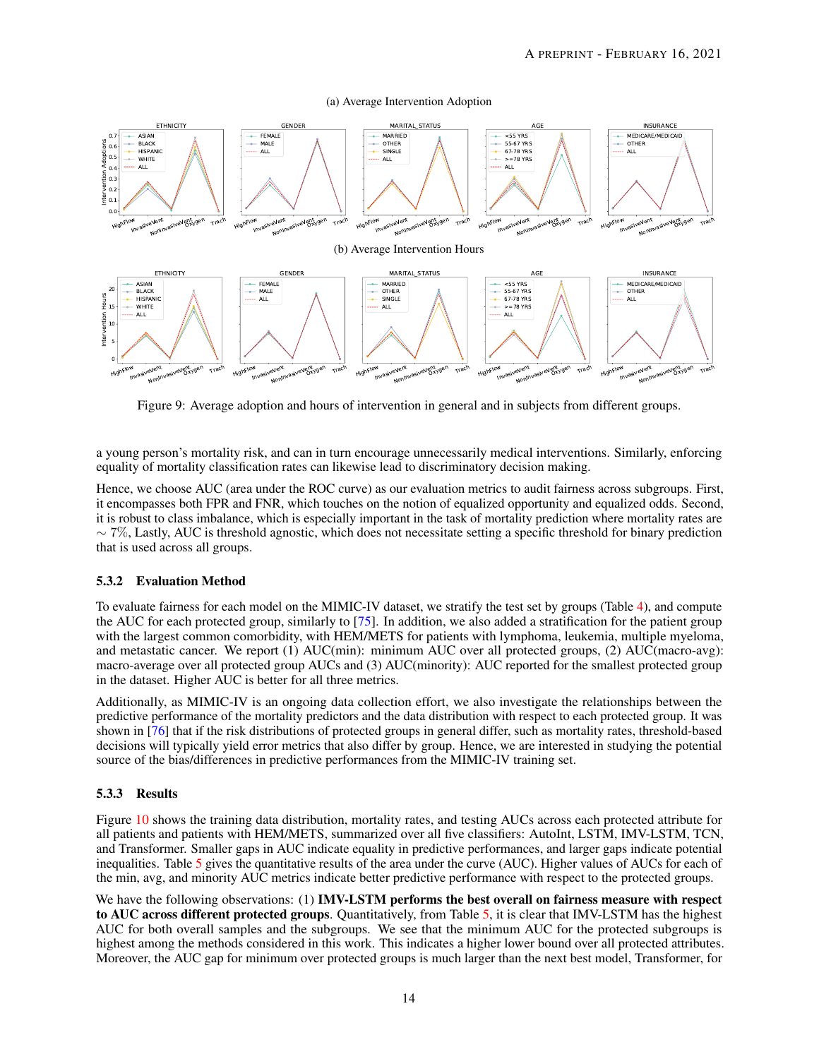(a) Average Intervention Adoption

(b) Average Intervention Hours

Figure 9: Average adoption and hours of intervention in general and in subjects from different groups.

a young person's mortality risk, and can in turn encourage unnecessarily medical interventions. Similarly, enforcing equality of mortality classification rates can likewise lead to discriminatory decision making.

Hence, we choose AUC (area under the ROC curve) as our evaluation metrics to audit fairness across subgroups. First, it encompasses both FPR and FNR, which touches on the notion of equalized opportunity and equalized odds. Second, it is robust to class imbalance, which is especially important in the task of mortality prediction where mortality rates are $\sim 7\%$, Lastly, AUC is threshold agnostic, which does not necessitate setting a specific threshold for binary prediction that is used across all groups.

### 5.3.2 Evaluation Method

To evaluate fairness for each model on the MIMIC-IV dataset, we stratify the test set by groups (Table 4), and compute the AUC for each protected group, similarly to [75]. In addition, we also added a stratification for the patient group with the largest common comorbidity, with HEM/METS for patients with lymphoma, leukemia, multiple myeloma, and metastatic cancer. We report (1) AUC(min): minimum AUC over all protected groups, (2) AUC(macro-avg): macro-average over all protected group AUCs and (3) AUC(minority): AUC reported for the smallest protected group in the dataset. Higher AUC is better for all three metrics.

Additionally, as MIMIC-IV is an ongoing data collection effort, we also investigate the relationships between the predictive performance of the mortality predictors and the data distribution with respect to each protected group. It was shown in [76] that if the risk distributions of protected groups in general differ, such as mortality rates, threshold-based decisions will typically yield error metrics that also differ by group. Hence, we are interested in studying the potential source of the bias/differences in predictive performances from the MIMIC-IV training set.

### 5.3.3 Results

Figure 10 shows the training data distribution, mortality rates, and testing AUCs across each protected attribute for all patients and patients with HEM/METS, summarized over all five classifiers: AutoInt, LSTM, IMV-LSTM, TCN, and Transformer. Smaller gaps in AUC indicate equality in predictive performances, and larger gaps indicate potential inequalities. Table 5 gives the quantitative results of the area under the curve (AUC). Higher values of AUCs for each of the min, avg, and minority AUC metrics indicate better predictive performance with respect to the protected groups.

We have the following observations: (1) **IMV-LSTM performs the best overall on fairness measure with respect to AUC across different protected groups**. Quantitatively, from Table 5, it is clear that IMV-LSTM has the highest AUC for both overall samples and the subgroups. We see that the minimum AUC for the protected subgroups is highest among the methods considered in this work. This indicates a higher lower bound over all protected attributes. Moreover, the AUC gap for minimum over protected groups is much larger than the next best model, Transformer, for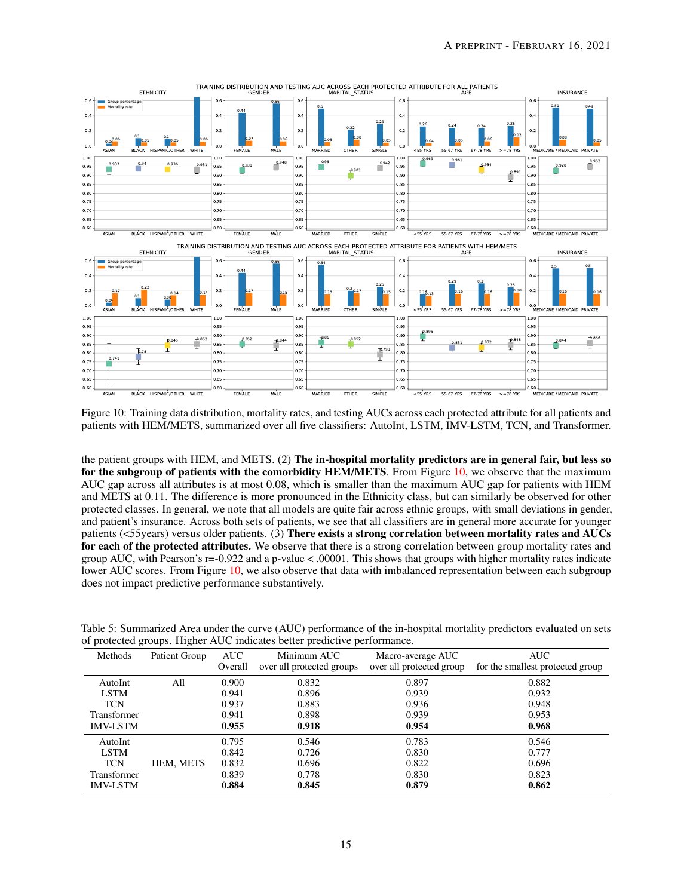Figure 10: Training data distribution, mortality rates, and testing AUCs across each protected attribute for all patients and patients with HEM/METS, summarized over all five classifiers: AutoInt, LSTM, IMV-LSTM, TCN, and Transformer.

the patient groups with HEM, and METS. (2) **The in-hospital mortality predictors are in general fair, but less so for the subgroup of patients with the comorbidity HEM/METS**. From Figure 10, we observe that the maximum AUC gap across all attributes is at most 0.08, which is smaller than the maximum AUC gap for patients with HEM and METS at 0.11. The difference is more pronounced in the Ethnicity class, but can similarly be observed for other protected classes. In general, we note that all models are quite fair across ethnic groups, with small deviations in gender, and patient's insurance. Across both sets of patients, we see that all classifiers are in general more accurate for younger patients (<55years) versus older patients. (3) **There exists a strong correlation between mortality rates and AUCs for each of the protected attributes.** We observe that there is a strong correlation between group mortality rates and group AUC, with Pearson's r=-0.922 and a p-value < .00001. This shows that groups with higher mortality rates indicate lower AUC scores. From Figure 10, we also observe that data with imbalanced representation between each subgroup does not impact predictive performance substantively.

Table 5: Summarized Area under the curve (AUC) performance of the in-hospital mortality predictors evaluated on sets of protected groups. Higher AUC indicates better predictive performance.

| Methods | Patient Group | AUC Overall | Minimum AUC over all protected groups | Macro-average AUC over all protected group | AUC for the smallest protected group |
|---|---|---|---|---|---|
| AutoInt | All | 0.900 | 0.832 | 0.897 | 0.882 |
| LSTM | | 0.941 | 0.896 | 0.939 | 0.932 |
| TCN | | 0.937 | 0.883 | 0.936 | 0.948 |
| Transformer | | 0.941 | 0.898 | 0.939 | 0.953 |
| IMV-LSTM | | **0.955** | **0.918** | **0.954** | **0.968** |
| AutoInt | HEM, METS | 0.795 | 0.546 | 0.783 | 0.546 |
| LSTM | | 0.842 | 0.726 | 0.830 | 0.777 |
| TCN | | 0.832 | 0.696 | 0.822 | 0.696 |
| Transformer | | 0.839 | 0.778 | 0.830 | 0.823 |
| IMV-LSTM | | **0.884** | **0.845** | **0.879** | **0.862** |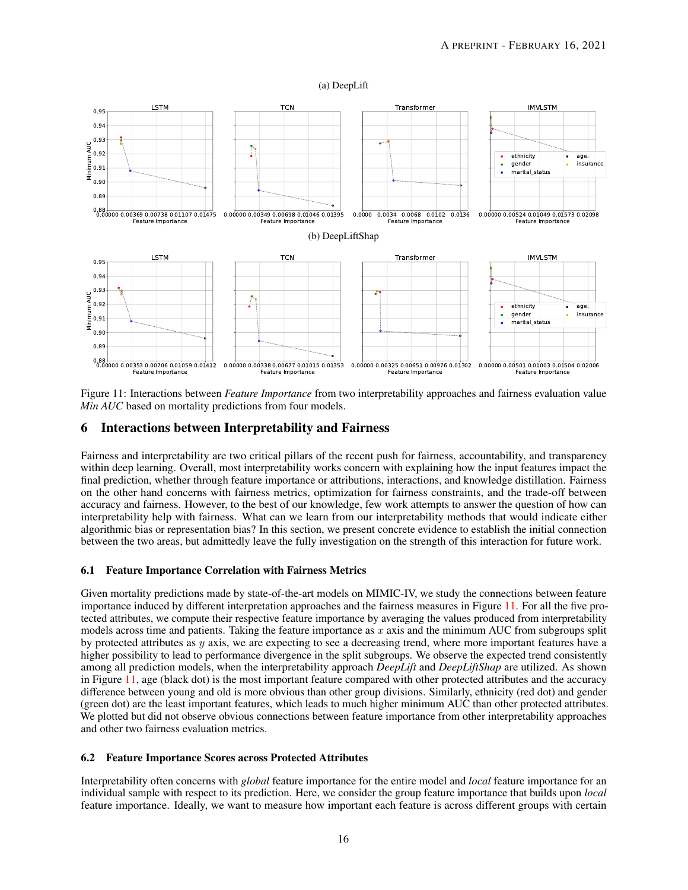(a) DeepLift

(b) DeepLiftShap

Figure 11: Interactions between *Feature Importance* from two interpretability approaches and fairness evaluation value *Min AUC* based on mortality predictions from four models.

## 6 Interactions between Interpretability and Fairness

Fairness and interpretability are two critical pillars of the recent push for fairness, accountability, and transparency within deep learning. Overall, most interpretability works concern with explaining how the input features impact the final prediction, whether through feature importance or attributions, interactions, and knowledge distillation. Fairness on the other hand concerns with fairness metrics, optimization for fairness constraints, and the trade-off between accuracy and fairness. However, to the best of our knowledge, few work attempts to answer the question of how can interpretability help with fairness. What can we learn from our interpretability methods that would indicate either algorithmic bias or representation bias? In this section, we present concrete evidence to establish the initial connection between the two areas, but admittedly leave the fully investigation on the strength of this interaction for future work.

### 6.1 Feature Importance Correlation with Fairness Metrics

Given mortality predictions made by state-of-the-art models on MIMIC-IV, we study the connections between feature importance induced by different interpretation approaches and the fairness measures in Figure 11. For all the five protected attributes, we compute their respective feature importance by averaging the values produced from interpretability models across time and patients. Taking the feature importance as $x$ axis and the minimum AUC from subgroups split by protected attributes as $y$ axis, we are expecting to see a decreasing trend, where more important features have a higher possibility to lead to performance divergence in the split subgroups. We observe the expected trend consistently among all prediction models, when the interpretability approach *DeepLift* and *DeepLiftShap* are utilized. As shown in Figure 11, age (black dot) is the most important feature compared with other protected attributes and the accuracy difference between young and old is more obvious than other group divisions. Similarly, ethnicity (red dot) and gender (green dot) are the least important features, which leads to much higher minimum AUC than other protected attributes. We plotted but did not observe obvious connections between feature importance from other interpretability approaches and other two fairness evaluation metrics.

### 6.2 Feature Importance Scores across Protected Attributes

Interpretability often concerns with *global* feature importance for the entire model and *local* feature importance for an individual sample with respect to its prediction. Here, we consider the group feature importance that builds upon *local* feature importance. Ideally, we want to measure how important each feature is across different groups with certain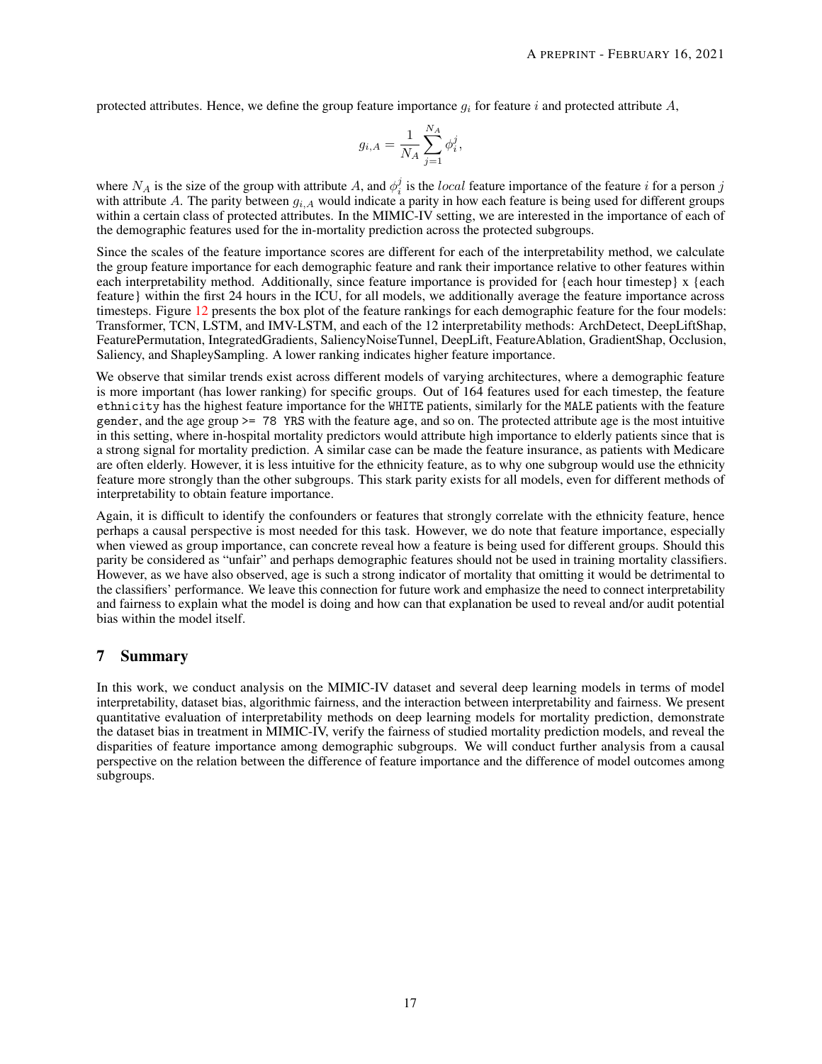protected attributes. Hence, we define the group feature importance $g_i$ for feature $i$ and protected attribute $A$,

$$g_{i,A} = \frac{1}{N_A} \sum_{j=1}^{N_A} \phi_i^j,$$

where $N_A$ is the size of the group with attribute $A$, and $\phi_i^j$ is the $local$ feature importance of the feature $i$ for a person $j$ with attribute $A$. The parity between $g_{i,A}$ would indicate a parity in how each feature is being used for different groups within a certain class of protected attributes. In the MIMIC-IV setting, we are interested in the importance of each of the demographic features used for the in-mortality prediction across the protected subgroups.

Since the scales of the feature importance scores are different for each of the interpretability method, we calculate the group feature importance for each demographic feature and rank their importance relative to other features within each interpretability method. Additionally, since feature importance is provided for {each hour timestep} x {each feature} within the first 24 hours in the ICU, for all models, we additionally average the feature importance across timesteps. Figure 12 presents the box plot of the feature rankings for each demographic feature for the four models: Transformer, TCN, LSTM, and IMV-LSTM, and each of the 12 interpretability methods: ArchDetect, DeepLiftShap, FeaturePermutation, IntegratedGradients, SaliencyNoiseTunnel, DeepLift, FeatureAblation, GradientShap, Occlusion, Saliency, and ShapleySampling. A lower ranking indicates higher feature importance.

We observe that similar trends exist across different models of varying architectures, where a demographic feature is more important (has lower ranking) for specific groups. Out of 164 features used for each timestep, the feature `ethnicity` has the highest feature importance for the `WHITE` patients, similarly for the `MALE` patients with the feature `gender`, and the age group `>= 78 YRS` with the feature `age`, and so on. The protected attribute age is the most intuitive in this setting, where in-hospital mortality predictors would attribute high importance to elderly patients since that is a strong signal for mortality prediction. A similar case can be made the feature insurance, as patients with Medicare are often elderly. However, it is less intuitive for the ethnicity feature, as to why one subgroup would use the ethnicity feature more strongly than the other subgroups. This stark parity exists for all models, even for different methods of interpretability to obtain feature importance.

Again, it is difficult to identify the confounders or features that strongly correlate with the ethnicity feature, hence perhaps a causal perspective is most needed for this task. However, we do note that feature importance, especially when viewed as group importance, can concrete reveal how a feature is being used for different groups. Should this parity be considered as "unfair" and perhaps demographic features should not be used in training mortality classifiers. However, as we have also observed, age is such a strong indicator of mortality that omitting it would be detrimental to the classifiers' performance. We leave this connection for future work and emphasize the need to connect interpretability and fairness to explain what the model is doing and how can that explanation be used to reveal and/or audit potential bias within the model itself.

# 7 Summary

In this work, we conduct analysis on the MIMIC-IV dataset and several deep learning models in terms of model interpretability, dataset bias, algorithmic fairness, and the interaction between interpretability and fairness. We present quantitative evaluation of interpretability methods on deep learning models for mortality prediction, demonstrate the dataset bias in treatment in MIMIC-IV, verify the fairness of studied mortality prediction models, and reveal the disparities of feature importance among demographic subgroups. We will conduct further analysis from a causal perspective on the relation between the difference of feature importance and the difference of model outcomes among subgroups.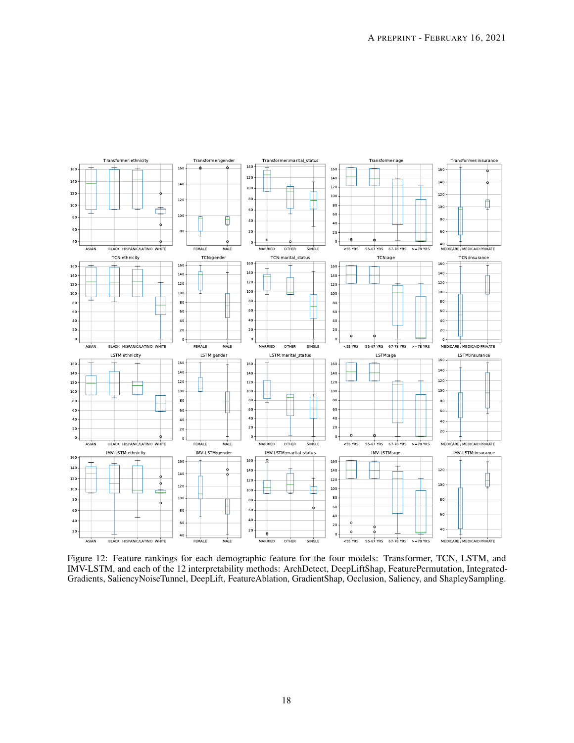Figure 12: Feature rankings for each demographic feature for the four models: Transformer, TCN, LSTM, and IMV-LSTM, and each of the 12 interpretability methods: ArchDetect, DeepLiftShap, FeaturePermutation, IntegratedGradients, SaliencyNoiseTunnel, DeepLift, FeatureAblation, GradientShap, Occlusion, Saliency, and ShapleySampling.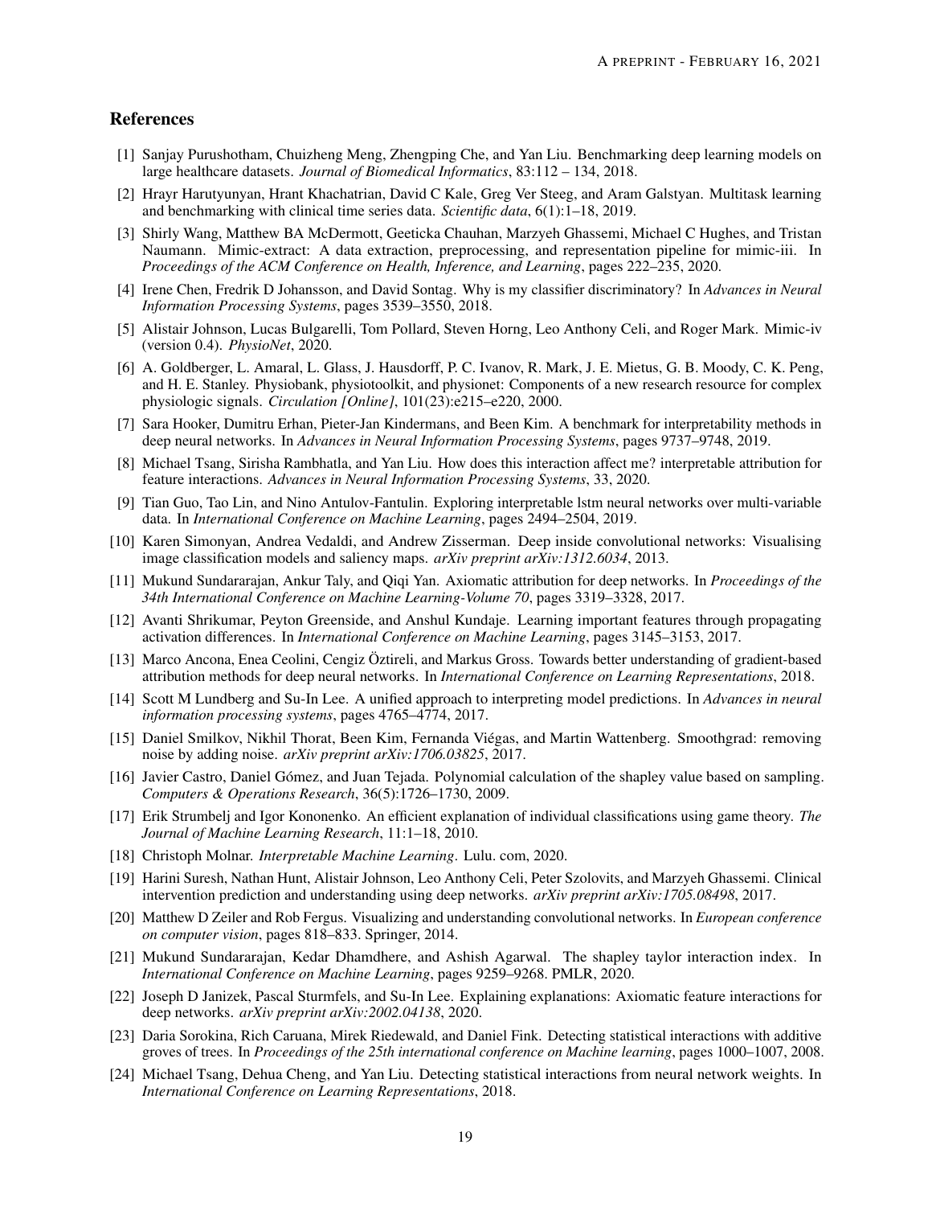## References

[1] Sanjay Purushotham, Chuizheng Meng, Zhengping Che, and Yan Liu. Benchmarking deep learning models on large healthcare datasets. *Journal of Biomedical Informatics*, 83:112 – 134, 2018.

[2] Hrayr Harutyunyan, Hrant Khachatrian, David C Kale, Greg Ver Steeg, and Aram Galstyan. Multitask learning and benchmarking with clinical time series data. *Scientific data*, 6(1):1–18, 2019.

[3] Shirly Wang, Matthew BA McDermott, Geeticka Chauhan, Marzyeh Ghassemi, Michael C Hughes, and Tristan Naumann. Mimic-extract: A data extraction, preprocessing, and representation pipeline for mimic-iii. In *Proceedings of the ACM Conference on Health, Inference, and Learning*, pages 222–235, 2020.

[4] Irene Chen, Fredrik D Johansson, and David Sontag. Why is my classifier discriminatory? In *Advances in Neural Information Processing Systems*, pages 3539–3550, 2018.

[5] Alistair Johnson, Lucas Bulgarelli, Tom Pollard, Steven Horng, Leo Anthony Celi, and Roger Mark. Mimic-iv (version 0.4). *PhysioNet*, 2020.

[6] A. Goldberger, L. Amaral, L. Glass, J. Hausdorff, P. C. Ivanov, R. Mark, J. E. Mietus, G. B. Moody, C. K. Peng, and H. E. Stanley. Physiobank, physiotoolkit, and physionet: Components of a new research resource for complex physiologic signals. *Circulation [Online]*, 101(23):e215–e220, 2000.

[7] Sara Hooker, Dumitru Erhan, Pieter-Jan Kindermans, and Been Kim. A benchmark for interpretability methods in deep neural networks. In *Advances in Neural Information Processing Systems*, pages 9737–9748, 2019.

[8] Michael Tsang, Sirisha Rambhatla, and Yan Liu. How does this interaction affect me? interpretable attribution for feature interactions. *Advances in Neural Information Processing Systems*, 33, 2020.

[9] Tian Guo, Tao Lin, and Nino Antulov-Fantulin. Exploring interpretable lstm neural networks over multi-variable data. In *International Conference on Machine Learning*, pages 2494–2504, 2019.

[10] Karen Simonyan, Andrea Vedaldi, and Andrew Zisserman. Deep inside convolutional networks: Visualising image classification models and saliency maps. *arXiv preprint arXiv:1312.6034*, 2013.

[11] Mukund Sundararajan, Ankur Taly, and Qiqi Yan. Axiomatic attribution for deep networks. In *Proceedings of the 34th International Conference on Machine Learning-Volume 70*, pages 3319–3328, 2017.

[12] Avanti Shrikumar, Peyton Greenside, and Anshul Kundaje. Learning important features through propagating activation differences. In *International Conference on Machine Learning*, pages 3145–3153, 2017.

[13] Marco Ancona, Enea Ceolini, Cengiz Öztireli, and Markus Gross. Towards better understanding of gradient-based attribution methods for deep neural networks. In *International Conference on Learning Representations*, 2018.

[14] Scott M Lundberg and Su-In Lee. A unified approach to interpreting model predictions. In *Advances in neural information processing systems*, pages 4765–4774, 2017.

[15] Daniel Smilkov, Nikhil Thorat, Been Kim, Fernanda Viégas, and Martin Wattenberg. Smoothgrad: removing noise by adding noise. *arXiv preprint arXiv:1706.03825*, 2017.

[16] Javier Castro, Daniel Gómez, and Juan Tejada. Polynomial calculation of the shapley value based on sampling. *Computers & Operations Research*, 36(5):1726–1730, 2009.

[17] Erik Strumbelj and Igor Kononenko. An efficient explanation of individual classifications using game theory. *The Journal of Machine Learning Research*, 11:1–18, 2010.

[18] Christoph Molnar. *Interpretable Machine Learning*. Lulu. com, 2020.

[19] Harini Suresh, Nathan Hunt, Alistair Johnson, Leo Anthony Celi, Peter Szolovits, and Marzyeh Ghassemi. Clinical intervention prediction and understanding using deep networks. *arXiv preprint arXiv:1705.08498*, 2017.

[20] Matthew D Zeiler and Rob Fergus. Visualizing and understanding convolutional networks. In *European conference on computer vision*, pages 818–833. Springer, 2014.

[21] Mukund Sundararajan, Kedar Dhamdhere, and Ashish Agarwal. The shapley taylor interaction index. In *International Conference on Machine Learning*, pages 9259–9268. PMLR, 2020.

[22] Joseph D Janizek, Pascal Sturmfels, and Su-In Lee. Explaining explanations: Axiomatic feature interactions for deep networks. *arXiv preprint arXiv:2002.04138*, 2020.

[23] Daria Sorokina, Rich Caruana, Mirek Riedewald, and Daniel Fink. Detecting statistical interactions with additive groves of trees. In *Proceedings of the 25th international conference on Machine learning*, pages 1000–1007, 2008.

[24] Michael Tsang, Dehua Cheng, and Yan Liu. Detecting statistical interactions from neural network weights. In *International Conference on Learning Representations*, 2018.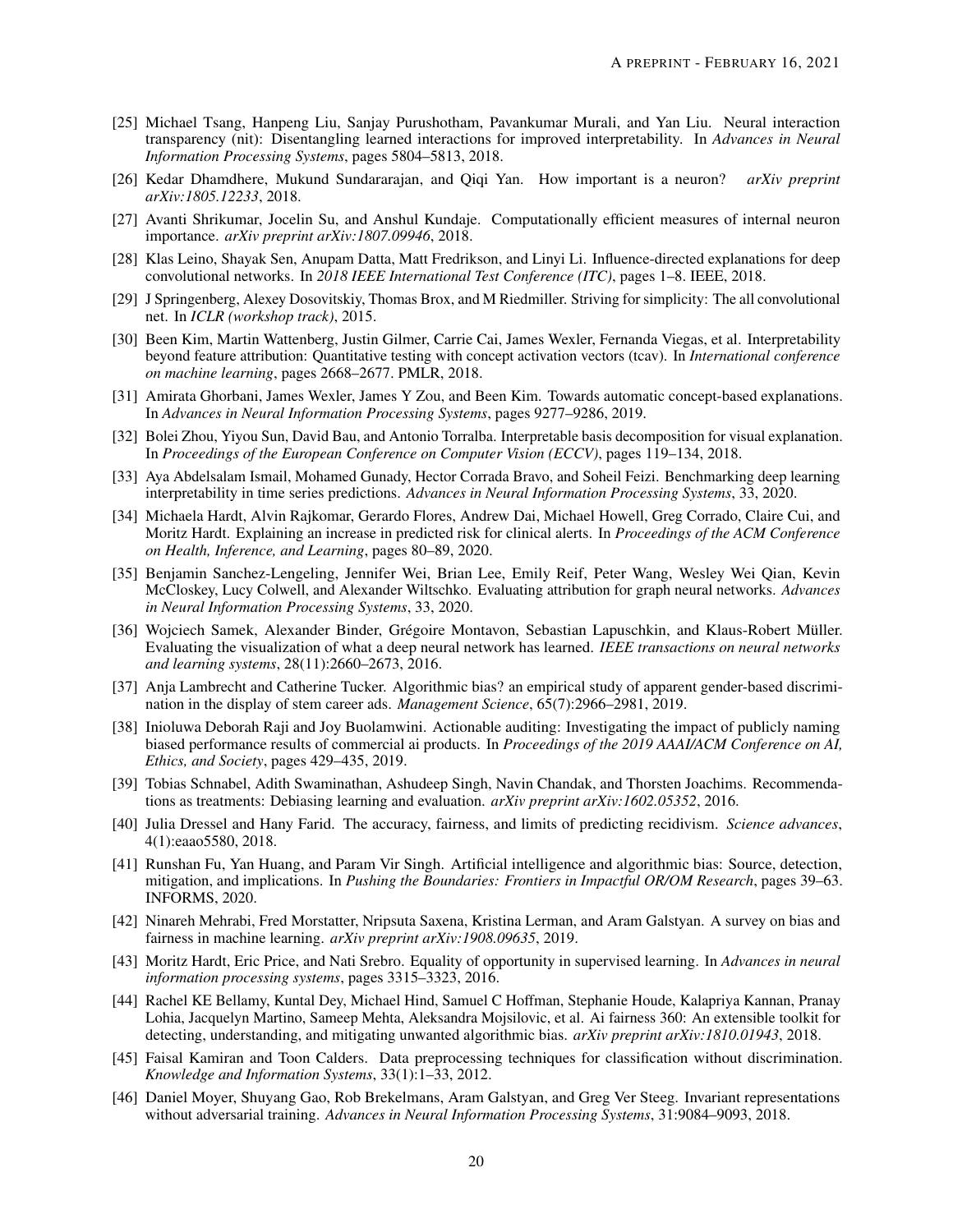[25] Michael Tsang, Hanpeng Liu, Sanjay Purushotham, Pavankumar Murali, and Yan Liu. Neural interaction transparency (nit): Disentangling learned interactions for improved interpretability. In *Advances in Neural Information Processing Systems*, pages 5804–5813, 2018.

[26] Kedar Dhamdhere, Mukund Sundararajan, and Qiqi Yan. How important is a neuron? *arXiv preprint arXiv:1805.12233*, 2018.

[27] Avanti Shrikumar, Jocelin Su, and Anshul Kundaje. Computationally efficient measures of internal neuron importance. *arXiv preprint arXiv:1807.09946*, 2018.

[28] Klas Leino, Shayak Sen, Anupam Datta, Matt Fredrikson, and Linyi Li. Influence-directed explanations for deep convolutional networks. In *2018 IEEE International Test Conference (ITC)*, pages 1–8. IEEE, 2018.

[29] J Springenberg, Alexey Dosovitskiy, Thomas Brox, and M Riedmiller. Striving for simplicity: The all convolutional net. In *ICLR (workshop track)*, 2015.

[30] Been Kim, Martin Wattenberg, Justin Gilmer, Carrie Cai, James Wexler, Fernanda Viegas, et al. Interpretability beyond feature attribution: Quantitative testing with concept activation vectors (tcav). In *International conference on machine learning*, pages 2668–2677. PMLR, 2018.

[31] Amirata Ghorbani, James Wexler, James Y Zou, and Been Kim. Towards automatic concept-based explanations. In *Advances in Neural Information Processing Systems*, pages 9277–9286, 2019.

[32] Bolei Zhou, Yiyou Sun, David Bau, and Antonio Torralba. Interpretable basis decomposition for visual explanation. In *Proceedings of the European Conference on Computer Vision (ECCV)*, pages 119–134, 2018.

[33] Aya Abdelsalam Ismail, Mohamed Gunady, Hector Corrada Bravo, and Soheil Feizi. Benchmarking deep learning interpretability in time series predictions. *Advances in Neural Information Processing Systems*, 33, 2020.

[34] Michaela Hardt, Alvin Rajkomar, Gerardo Flores, Andrew Dai, Michael Howell, Greg Corrado, Claire Cui, and Moritz Hardt. Explaining an increase in predicted risk for clinical alerts. In *Proceedings of the ACM Conference on Health, Inference, and Learning*, pages 80–89, 2020.

[35] Benjamin Sanchez-Lengeling, Jennifer Wei, Brian Lee, Emily Reif, Peter Wang, Wesley Wei Qian, Kevin McCloskey, Lucy Colwell, and Alexander Wiltschko. Evaluating attribution for graph neural networks. *Advances in Neural Information Processing Systems*, 33, 2020.

[36] Wojciech Samek, Alexander Binder, Grégoire Montavon, Sebastian Lapuschkin, and Klaus-Robert Müller. Evaluating the visualization of what a deep neural network has learned. *IEEE transactions on neural networks and learning systems*, 28(11):2660–2673, 2016.

[37] Anja Lambrecht and Catherine Tucker. Algorithmic bias? an empirical study of apparent gender-based discrimination in the display of stem career ads. *Management Science*, 65(7):2966–2981, 2019.

[38] Inioluwa Deborah Raji and Joy Buolamwini. Actionable auditing: Investigating the impact of publicly naming biased performance results of commercial ai products. In *Proceedings of the 2019 AAAI/ACM Conference on AI, Ethics, and Society*, pages 429–435, 2019.

[39] Tobias Schnabel, Adith Swaminathan, Ashudeep Singh, Navin Chandak, and Thorsten Joachims. Recommendations as treatments: Debiasing learning and evaluation. *arXiv preprint arXiv:1602.05352*, 2016.

[40] Julia Dressel and Hany Farid. The accuracy, fairness, and limits of predicting recidivism. *Science advances*, 4(1):eaao5580, 2018.

[41] Runshan Fu, Yan Huang, and Param Vir Singh. Artificial intelligence and algorithmic bias: Source, detection, mitigation, and implications. In *Pushing the Boundaries: Frontiers in Impactful OR/OM Research*, pages 39–63. INFORMS, 2020.

[42] Ninareh Mehrabi, Fred Morstatter, Nripsuta Saxena, Kristina Lerman, and Aram Galstyan. A survey on bias and fairness in machine learning. *arXiv preprint arXiv:1908.09635*, 2019.

[43] Moritz Hardt, Eric Price, and Nati Srebro. Equality of opportunity in supervised learning. In *Advances in neural information processing systems*, pages 3315–3323, 2016.

[44] Rachel KE Bellamy, Kuntal Dey, Michael Hind, Samuel C Hoffman, Stephanie Houde, Kalapriya Kannan, Pranay Lohia, Jacquelyn Martino, Sameep Mehta, Aleksandra Mojsilovic, et al. Ai fairness 360: An extensible toolkit for detecting, understanding, and mitigating unwanted algorithmic bias. *arXiv preprint arXiv:1810.01943*, 2018.

[45] Faisal Kamiran and Toon Calders. Data preprocessing techniques for classification without discrimination. *Knowledge and Information Systems*, 33(1):1–33, 2012.

[46] Daniel Moyer, Shuyang Gao, Rob Brekelmans, Aram Galstyan, and Greg Ver Steeg. Invariant representations without adversarial training. *Advances in Neural Information Processing Systems*, 31:9084–9093, 2018.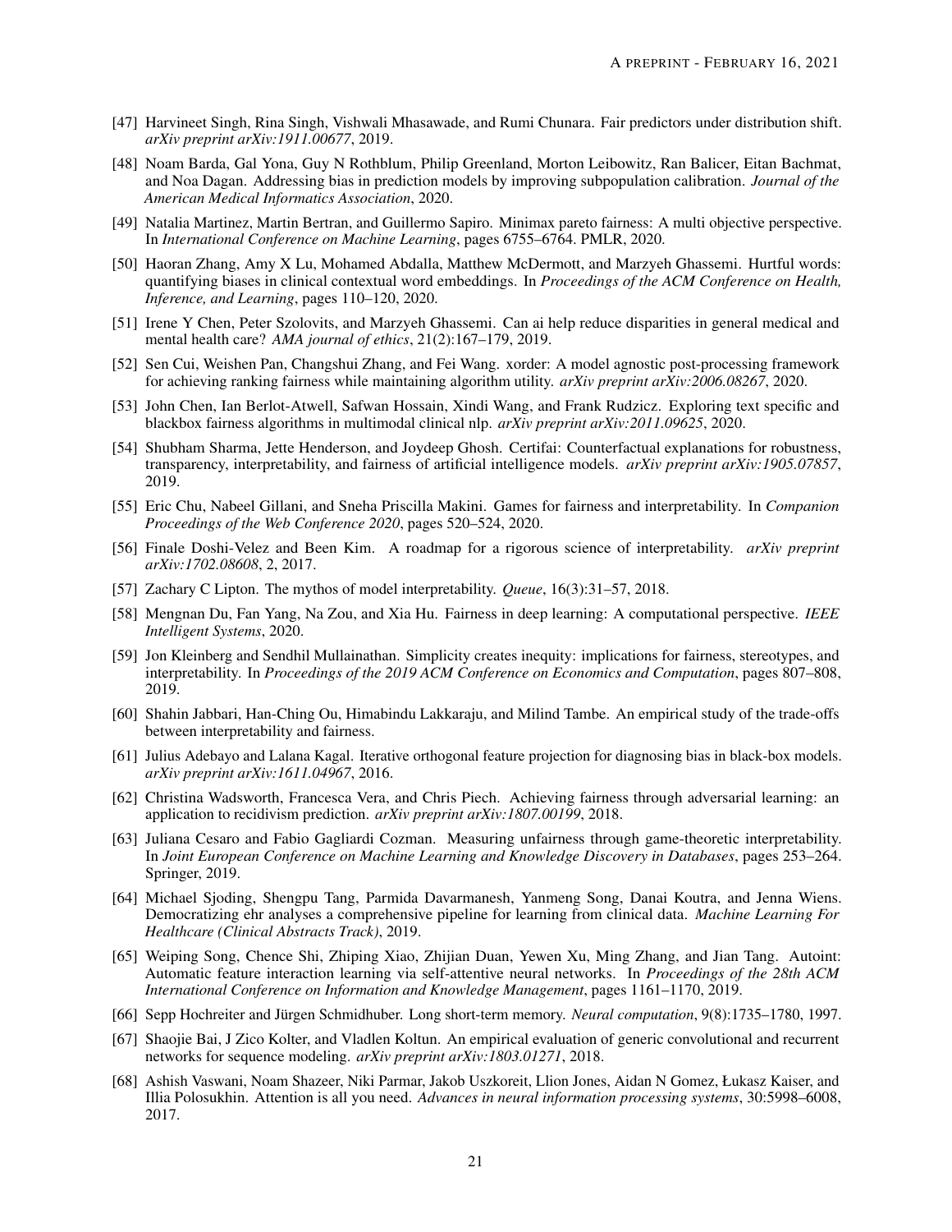[47] Harvineet Singh, Rina Singh, Vishwali Mhasawade, and Rumi Chunara. Fair predictors under distribution shift. *arXiv preprint arXiv:1911.00677*, 2019.

[48] Noam Barda, Gal Yona, Guy N Rothblum, Philip Greenland, Morton Leibowitz, Ran Balicer, Eitan Bachmat, and Noa Dagan. Addressing bias in prediction models by improving subpopulation calibration. *Journal of the American Medical Informatics Association*, 2020.

[49] Natalia Martinez, Martin Bertran, and Guillermo Sapiro. Minimax pareto fairness: A multi objective perspective. In *International Conference on Machine Learning*, pages 6755–6764. PMLR, 2020.

[50] Haoran Zhang, Amy X Lu, Mohamed Abdalla, Matthew McDermott, and Marzyeh Ghassemi. Hurtful words: quantifying biases in clinical contextual word embeddings. In *Proceedings of the ACM Conference on Health, Inference, and Learning*, pages 110–120, 2020.

[51] Irene Y Chen, Peter Szolovits, and Marzyeh Ghassemi. Can ai help reduce disparities in general medical and mental health care? *AMA journal of ethics*, 21(2):167–179, 2019.

[52] Sen Cui, Weishen Pan, Changshui Zhang, and Fei Wang. xorder: A model agnostic post-processing framework for achieving ranking fairness while maintaining algorithm utility. *arXiv preprint arXiv:2006.08267*, 2020.

[53] John Chen, Ian Berlot-Atwell, Safwan Hossain, Xindi Wang, and Frank Rudzicz. Exploring text specific and blackbox fairness algorithms in multimodal clinical nlp. *arXiv preprint arXiv:2011.09625*, 2020.

[54] Shubham Sharma, Jette Henderson, and Joydeep Ghosh. Certifai: Counterfactual explanations for robustness, transparency, interpretability, and fairness of artificial intelligence models. *arXiv preprint arXiv:1905.07857*, 2019.

[55] Eric Chu, Nabeel Gillani, and Sneha Priscilla Makini. Games for fairness and interpretability. In *Companion Proceedings of the Web Conference 2020*, pages 520–524, 2020.

[56] Finale Doshi-Velez and Been Kim. A roadmap for a rigorous science of interpretability. *arXiv preprint arXiv:1702.08608*, 2, 2017.

[57] Zachary C Lipton. The mythos of model interpretability. *Queue*, 16(3):31–57, 2018.

[58] Mengnan Du, Fan Yang, Na Zou, and Xia Hu. Fairness in deep learning: A computational perspective. *IEEE Intelligent Systems*, 2020.

[59] Jon Kleinberg and Sendhil Mullainathan. Simplicity creates inequity: implications for fairness, stereotypes, and interpretability. In *Proceedings of the 2019 ACM Conference on Economics and Computation*, pages 807–808, 2019.

[60] Shahin Jabbari, Han-Ching Ou, Himabindu Lakkaraju, and Milind Tambe. An empirical study of the trade-offs between interpretability and fairness.

[61] Julius Adebayo and Lalana Kagal. Iterative orthogonal feature projection for diagnosing bias in black-box models. *arXiv preprint arXiv:1611.04967*, 2016.

[62] Christina Wadsworth, Francesca Vera, and Chris Piech. Achieving fairness through adversarial learning: an application to recidivism prediction. *arXiv preprint arXiv:1807.00199*, 2018.

[63] Juliana Cesaro and Fabio Gagliardi Cozman. Measuring unfairness through game-theoretic interpretability. In *Joint European Conference on Machine Learning and Knowledge Discovery in Databases*, pages 253–264. Springer, 2019.

[64] Michael Sjoding, Shengpu Tang, Parmida Davarmanesh, Yanmeng Song, Danai Koutra, and Jenna Wiens. Democratizing ehr analyses a comprehensive pipeline for learning from clinical data. *Machine Learning For Healthcare (Clinical Abstracts Track)*, 2019.

[65] Weiping Song, Chence Shi, Zhiping Xiao, Zhijian Duan, Yewen Xu, Ming Zhang, and Jian Tang. Autoint: Automatic feature interaction learning via self-attentive neural networks. In *Proceedings of the 28th ACM International Conference on Information and Knowledge Management*, pages 1161–1170, 2019.

[66] Sepp Hochreiter and Jürgen Schmidhuber. Long short-term memory. *Neural computation*, 9(8):1735–1780, 1997.

[67] Shaojie Bai, J Zico Kolter, and Vladlen Koltun. An empirical evaluation of generic convolutional and recurrent networks for sequence modeling. *arXiv preprint arXiv:1803.01271*, 2018.

[68] Ashish Vaswani, Noam Shazeer, Niki Parmar, Jakob Uszkoreit, Llion Jones, Aidan N Gomez, Łukasz Kaiser, and Illia Polosukhin. Attention is all you need. *Advances in neural information processing systems*, 30:5998–6008, 2017.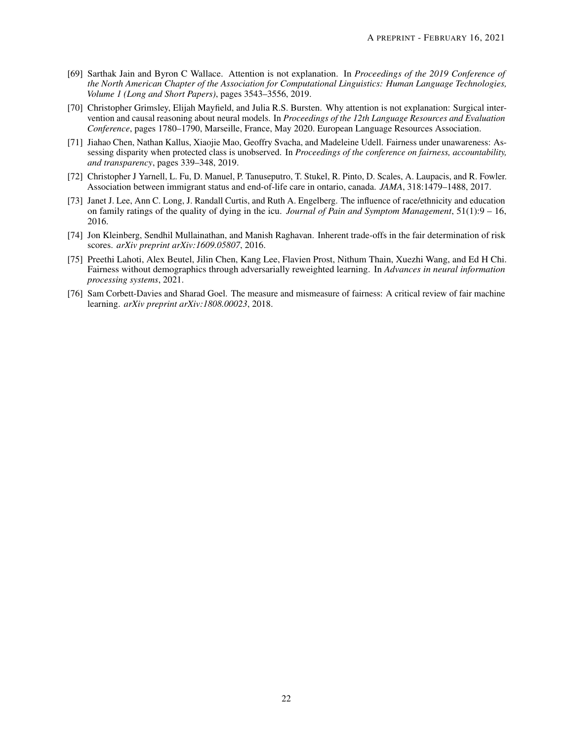[69] Sarthak Jain and Byron C Wallace. Attention is not explanation. In *Proceedings of the 2019 Conference of the North American Chapter of the Association for Computational Linguistics: Human Language Technologies, Volume 1 (Long and Short Papers)*, pages 3543–3556, 2019.

[70] Christopher Grimsley, Elijah Mayfield, and Julia R.S. Bursten. Why attention is not explanation: Surgical intervention and causal reasoning about neural models. In *Proceedings of the 12th Language Resources and Evaluation Conference*, pages 1780–1790, Marseille, France, May 2020. European Language Resources Association.

[71] Jiahao Chen, Nathan Kallus, Xiaojie Mao, Geoffry Svacha, and Madeleine Udell. Fairness under unawareness: Assessing disparity when protected class is unobserved. In *Proceedings of the conference on fairness, accountability, and transparency*, pages 339–348, 2019.

[72] Christopher J Yarnell, L. Fu, D. Manuel, P. Tanuseputro, T. Stukel, R. Pinto, D. Scales, A. Laupacis, and R. Fowler. Association between immigrant status and end-of-life care in ontario, canada. *JAMA*, 318:1479–1488, 2017.

[73] Janet J. Lee, Ann C. Long, J. Randall Curtis, and Ruth A. Engelberg. The influence of race/ethnicity and education on family ratings of the quality of dying in the icu. *Journal of Pain and Symptom Management*, 51(1):9 – 16, 2016.

[74] Jon Kleinberg, Sendhil Mullainathan, and Manish Raghavan. Inherent trade-offs in the fair determination of risk scores. *arXiv preprint arXiv:1609.05807*, 2016.

[75] Preethi Lahoti, Alex Beutel, Jilin Chen, Kang Lee, Flavien Prost, Nithum Thain, Xuezhi Wang, and Ed H Chi. Fairness without demographics through adversarially reweighted learning. In *Advances in neural information processing systems*, 2021.

[76] Sam Corbett-Davies and Sharad Goel. The measure and mismeasure of fairness: A critical review of fair machine learning. *arXiv preprint arXiv:1808.00023*, 2018.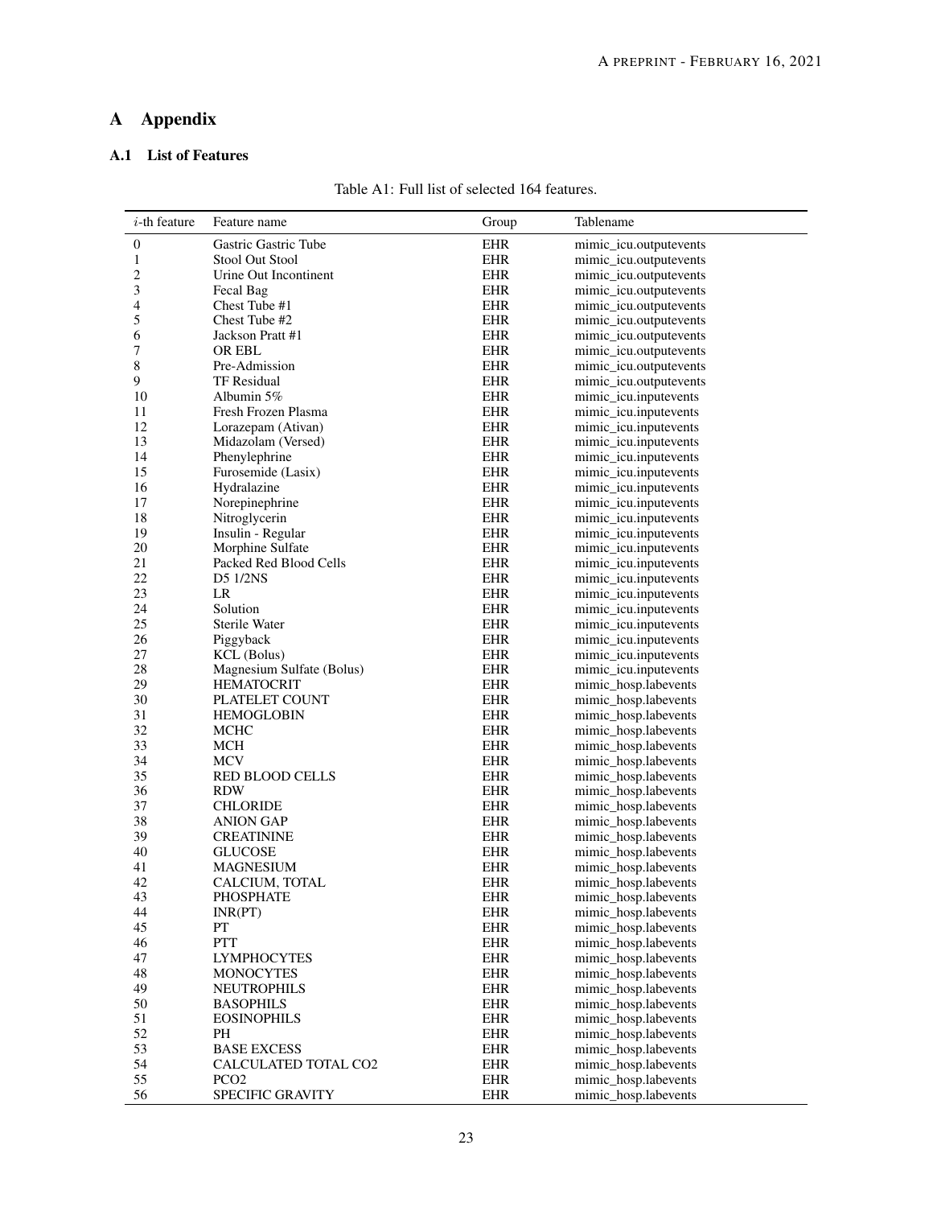# A Appendix

## A.1 List of Features

Table A1: Full list of selected 164 features.

| $i$-th feature | Feature name | Group | Tablename |
|---|---|---|---|
| 0 | Gastric Gastric Tube | EHR | mimic_icu.outputevents |
| 1 | Stool Out Stool | EHR | mimic_icu.outputevents |
| 2 | Urine Out Incontinent | EHR | mimic_icu.outputevents |
| 3 | Fecal Bag | EHR | mimic_icu.outputevents |
| 4 | Chest Tube #1 | EHR | mimic_icu.outputevents |
| 5 | Chest Tube #2 | EHR | mimic_icu.outputevents |
| 6 | Jackson Pratt #1 | EHR | mimic_icu.outputevents |
| 7 | OR EBL | EHR | mimic_icu.outputevents |
| 8 | Pre-Admission | EHR | mimic_icu.outputevents |
| 9 | TF Residual | EHR | mimic_icu.outputevents |
| 10 | Albumin 5% | EHR | mimic_icu.inputevents |
| 11 | Fresh Frozen Plasma | EHR | mimic_icu.inputevents |
| 12 | Lorazepam (Ativan) | EHR | mimic_icu.inputevents |
| 13 | Midazolam (Versed) | EHR | mimic_icu.inputevents |
| 14 | Phenylephrine | EHR | mimic_icu.inputevents |
| 15 | Furosemide (Lasix) | EHR | mimic_icu.inputevents |
| 16 | Hydralazine | EHR | mimic_icu.inputevents |
| 17 | Norepinephrine | EHR | mimic_icu.inputevents |
| 18 | Nitroglycerin | EHR | mimic_icu.inputevents |
| 19 | Insulin - Regular | EHR | mimic_icu.inputevents |
| 20 | Morphine Sulfate | EHR | mimic_icu.inputevents |
| 21 | Packed Red Blood Cells | EHR | mimic_icu.inputevents |
| 22 | D5 1/2NS | EHR | mimic_icu.inputevents |
| 23 | LR | EHR | mimic_icu.inputevents |
| 24 | Solution | EHR | mimic_icu.inputevents |
| 25 | Sterile Water | EHR | mimic_icu.inputevents |
| 26 | Piggyback | EHR | mimic_icu.inputevents |
| 27 | KCL (Bolus) | EHR | mimic_icu.inputevents |
| 28 | Magnesium Sulfate (Bolus) | EHR | mimic_icu.inputevents |
| 29 | HEMATOCRIT | EHR | mimic_hosp.labevents |
| 30 | PLATELET COUNT | EHR | mimic_hosp.labevents |
| 31 | HEMOGLOBIN | EHR | mimic_hosp.labevents |
| 32 | MCHC | EHR | mimic_hosp.labevents |
| 33 | MCH | EHR | mimic_hosp.labevents |
| 34 | MCV | EHR | mimic_hosp.labevents |
| 35 | RED BLOOD CELLS | EHR | mimic_hosp.labevents |
| 36 | RDW | EHR | mimic_hosp.labevents |
| 37 | CHLORIDE | EHR | mimic_hosp.labevents |
| 38 | ANION GAP | EHR | mimic_hosp.labevents |
| 39 | CREATININE | EHR | mimic_hosp.labevents |
| 40 | GLUCOSE | EHR | mimic_hosp.labevents |
| 41 | MAGNESIUM | EHR | mimic_hosp.labevents |
| 42 | CALCIUM, TOTAL | EHR | mimic_hosp.labevents |
| 43 | PHOSPHATE | EHR | mimic_hosp.labevents |
| 44 | INR(PT) | EHR | mimic_hosp.labevents |
| 45 | PT | EHR | mimic_hosp.labevents |
| 46 | PTT | EHR | mimic_hosp.labevents |
| 47 | LYMPHOCYTES | EHR | mimic_hosp.labevents |
| 48 | MONOCYTES | EHR | mimic_hosp.labevents |
| 49 | NEUTROPHILS | EHR | mimic_hosp.labevents |
| 50 | BASOPHILS | EHR | mimic_hosp.labevents |
| 51 | EOSINOPHILS | EHR | mimic_hosp.labevents |
| 52 | PH | EHR | mimic_hosp.labevents |
| 53 | BASE EXCESS | EHR | mimic_hosp.labevents |
| 54 | CALCULATED TOTAL CO2 | EHR | mimic_hosp.labevents |
| 55 | PCO2 | EHR | mimic_hosp.labevents |
| 56 | SPECIFIC GRAVITY | EHR | mimic_hosp.labevents |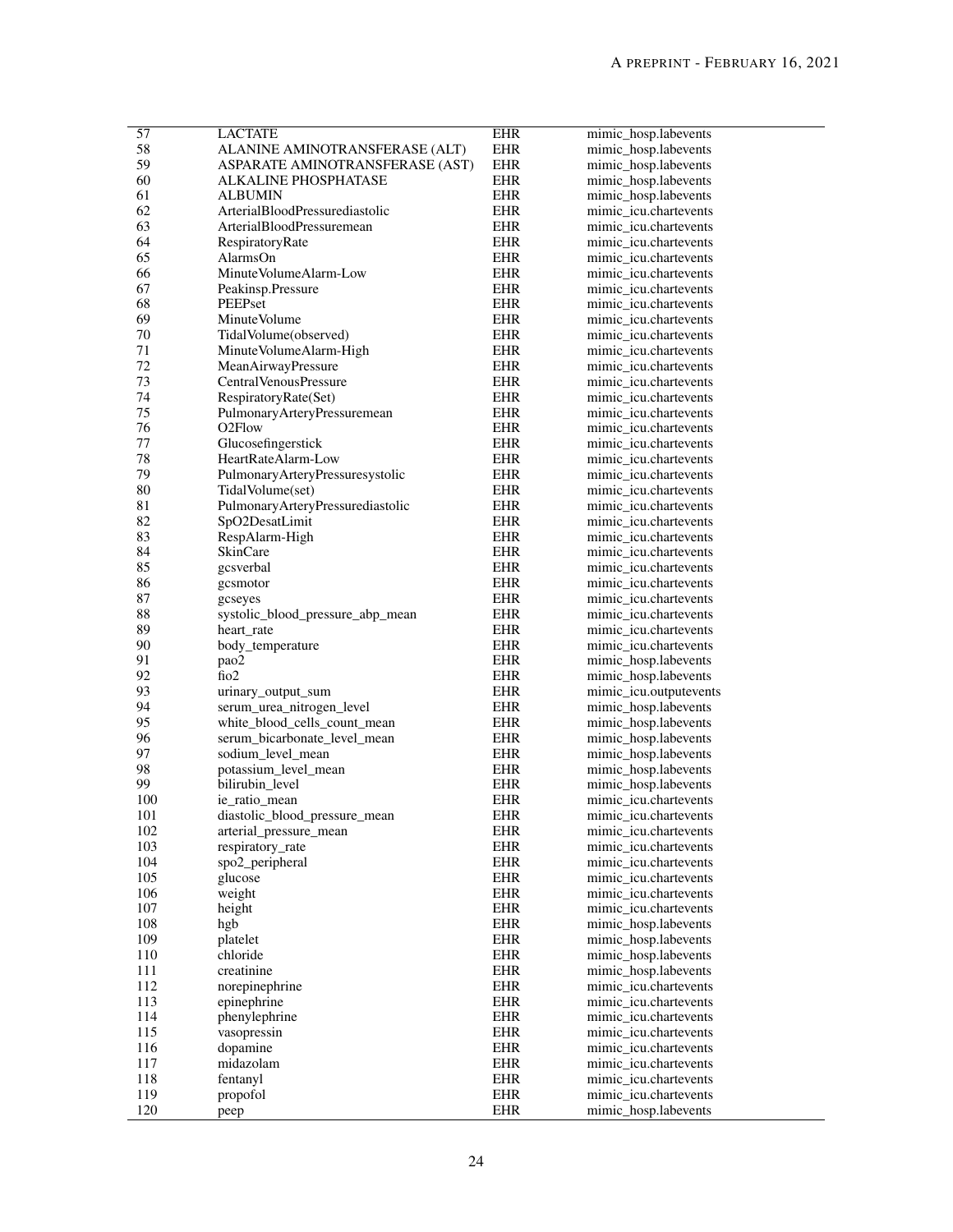| 57 | LACTATE | EHR | mimic_hosp.labevents |
|---|---|---|---|
| 58 | ALANINE AMINOTRANSFERASE (ALT) | EHR | mimic_hosp.labevents |
| 59 | ASPARATE AMINOTRANSFERASE (AST) | EHR | mimic_hosp.labevents |
| 60 | ALKALINE PHOSPHATASE | EHR | mimic_hosp.labevents |
| 61 | ALBUMIN | EHR | mimic_hosp.labevents |
| 62 | ArterialBloodPressurediastolic | EHR | mimic_icu.chartevents |
| 63 | ArterialBloodPressuremean | EHR | mimic_icu.chartevents |
| 64 | RespiratoryRate | EHR | mimic_icu.chartevents |
| 65 | AlarmsOn | EHR | mimic_icu.chartevents |
| 66 | MinuteVolumeAlarm-Low | EHR | mimic_icu.chartevents |
| 67 | Peakinsp.Pressure | EHR | mimic_icu.chartevents |
| 68 | PEEPset | EHR | mimic_icu.chartevents |
| 69 | MinuteVolume | EHR | mimic_icu.chartevents |
| 70 | TidalVolume(observed) | EHR | mimic_icu.chartevents |
| 71 | MinuteVolumeAlarm-High | EHR | mimic_icu.chartevents |
| 72 | MeanAirwayPressure | EHR | mimic_icu.chartevents |
| 73 | CentralVenousPressure | EHR | mimic_icu.chartevents |
| 74 | RespiratoryRate(Set) | EHR | mimic_icu.chartevents |
| 75 | PulmonaryArteryPressuremean | EHR | mimic_icu.chartevents |
| 76 | O2Flow | EHR | mimic_icu.chartevents |
| 77 | Glucosefingerstick | EHR | mimic_icu.chartevents |
| 78 | HeartRateAlarm-Low | EHR | mimic_icu.chartevents |
| 79 | PulmonaryArteryPressuresystolic | EHR | mimic_icu.chartevents |
| 80 | TidalVolume(set) | EHR | mimic_icu.chartevents |
| 81 | PulmonaryArteryPressurediastolic | EHR | mimic_icu.chartevents |
| 82 | SpO2DesatLimit | EHR | mimic_icu.chartevents |
| 83 | RespAlarm-High | EHR | mimic_icu.chartevents |
| 84 | SkinCare | EHR | mimic_icu.chartevents |
| 85 | gcsverbal | EHR | mimic_icu.chartevents |
| 86 | gcsmotor | EHR | mimic_icu.chartevents |
| 87 | gcseyes | EHR | mimic_icu.chartevents |
| 88 | systolic_blood_pressure_abp_mean | EHR | mimic_icu.chartevents |
| 89 | heart_rate | EHR | mimic_icu.chartevents |
| 90 | body_temperature | EHR | mimic_icu.chartevents |
| 91 | pao2 | EHR | mimic_hosp.labevents |
| 92 | fio2 | EHR | mimic_hosp.labevents |
| 93 | urinary_output_sum | EHR | mimic_icu.outputevents |
| 94 | serum_urea_nitrogen_level | EHR | mimic_hosp.labevents |
| 95 | white_blood_cells_count_mean | EHR | mimic_hosp.labevents |
| 96 | serum_bicarbonate_level_mean | EHR | mimic_hosp.labevents |
| 97 | sodium_level_mean | EHR | mimic_hosp.labevents |
| 98 | potassium_level_mean | EHR | mimic_hosp.labevents |
| 99 | bilirubin_level | EHR | mimic_hosp.labevents |
| 100 | ie_ratio_mean | EHR | mimic_icu.chartevents |
| 101 | diastolic_blood_pressure_mean | EHR | mimic_icu.chartevents |
| 102 | arterial_pressure_mean | EHR | mimic_icu.chartevents |
| 103 | respiratory_rate | EHR | mimic_icu.chartevents |
| 104 | spo2_peripheral | EHR | mimic_icu.chartevents |
| 105 | glucose | EHR | mimic_icu.chartevents |
| 106 | weight | EHR | mimic_icu.chartevents |
| 107 | height | EHR | mimic_icu.chartevents |
| 108 | hgb | EHR | mimic_hosp.labevents |
| 109 | platelet | EHR | mimic_hosp.labevents |
| 110 | chloride | EHR | mimic_hosp.labevents |
| 111 | creatinine | EHR | mimic_hosp.labevents |
| 112 | norepinephrine | EHR | mimic_icu.chartevents |
| 113 | epinephrine | EHR | mimic_icu.chartevents |
| 114 | phenylephrine | EHR | mimic_icu.chartevents |
| 115 | vasopressin | EHR | mimic_icu.chartevents |
| 116 | dopamine | EHR | mimic_icu.chartevents |
| 117 | midazolam | EHR | mimic_icu.chartevents |
| 118 | fentanyl | EHR | mimic_icu.chartevents |
| 119 | propofol | EHR | mimic_icu.chartevents |
| 120 | peep | EHR | mimic_hosp.labevents |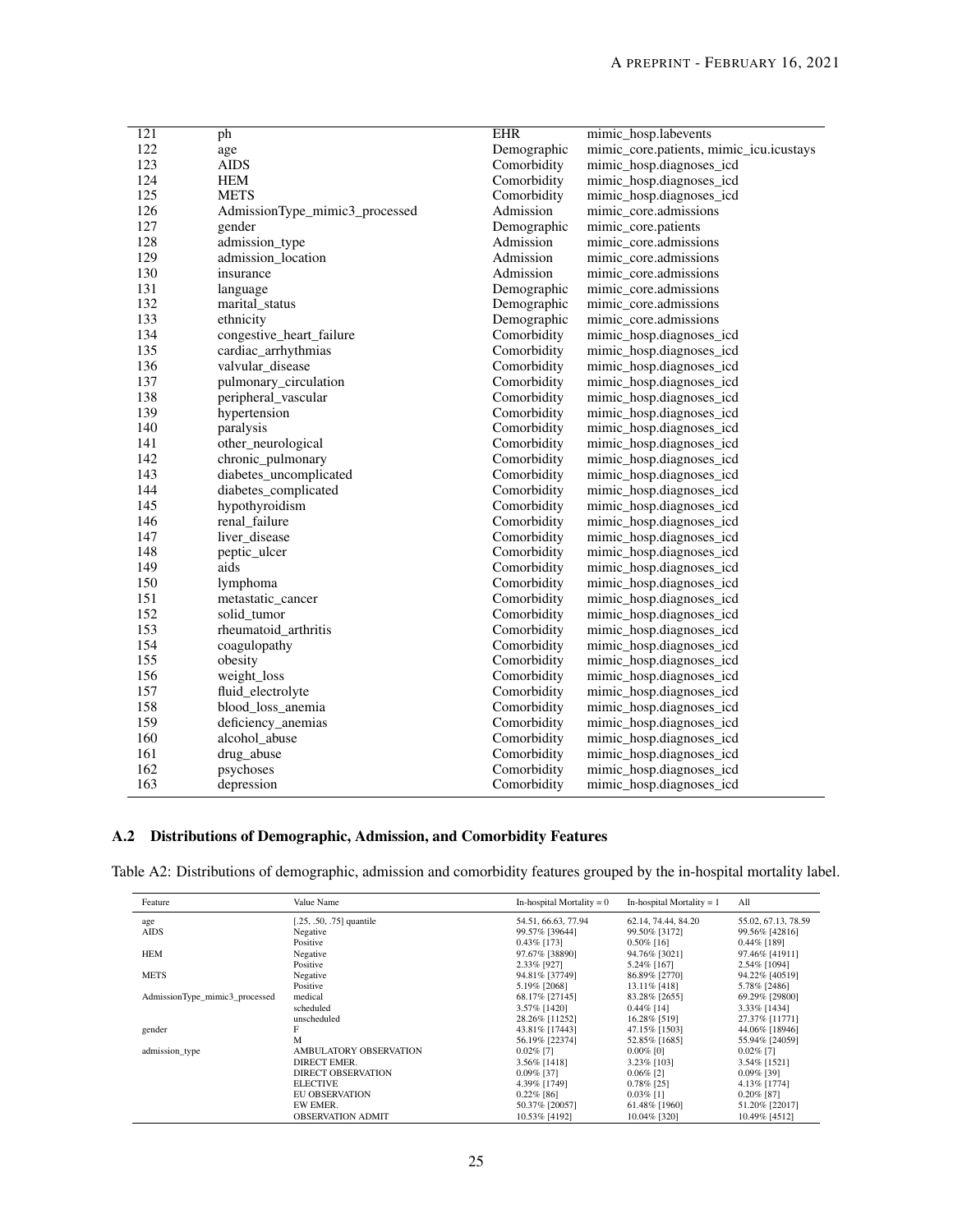| | | | |
|---|---|---|---|
| 121 | ph | EHR | mimic_hosp.labevents |
| 122 | age | Demographic | mimic_core.patients, mimic_icu.icustays |
| 123 | AIDS | Comorbidity | mimic_hosp.diagnoses_icd |
| 124 | HEM | Comorbidity | mimic_hosp.diagnoses_icd |
| 125 | METS | Comorbidity | mimic_hosp.diagnoses_icd |
| 126 | AdmissionType_mimic3_processed | Admission | mimic_core.admissions |
| 127 | gender | Demographic | mimic_core.patients |
| 128 | admission_type | Admission | mimic_core.admissions |
| 129 | admission_location | Admission | mimic_core.admissions |
| 130 | insurance | Admission | mimic_core.admissions |
| 131 | language | Demographic | mimic_core.admissions |
| 132 | marital_status | Demographic | mimic_core.admissions |
| 133 | ethnicity | Demographic | mimic_core.admissions |
| 134 | congestive_heart_failure | Comorbidity | mimic_hosp.diagnoses_icd |
| 135 | cardiac_arrhythmias | Comorbidity | mimic_hosp.diagnoses_icd |
| 136 | valvular_disease | Comorbidity | mimic_hosp.diagnoses_icd |
| 137 | pulmonary_circulation | Comorbidity | mimic_hosp.diagnoses_icd |
| 138 | peripheral_vascular | Comorbidity | mimic_hosp.diagnoses_icd |
| 139 | hypertension | Comorbidity | mimic_hosp.diagnoses_icd |
| 140 | paralysis | Comorbidity | mimic_hosp.diagnoses_icd |
| 141 | other_neurological | Comorbidity | mimic_hosp.diagnoses_icd |
| 142 | chronic_pulmonary | Comorbidity | mimic_hosp.diagnoses_icd |
| 143 | diabetes_uncomplicated | Comorbidity | mimic_hosp.diagnoses_icd |
| 144 | diabetes_complicated | Comorbidity | mimic_hosp.diagnoses_icd |
| 145 | hypothyroidism | Comorbidity | mimic_hosp.diagnoses_icd |
| 146 | renal_failure | Comorbidity | mimic_hosp.diagnoses_icd |
| 147 | liver_disease | Comorbidity | mimic_hosp.diagnoses_icd |
| 148 | peptic_ulcer | Comorbidity | mimic_hosp.diagnoses_icd |
| 149 | aids | Comorbidity | mimic_hosp.diagnoses_icd |
| 150 | lymphoma | Comorbidity | mimic_hosp.diagnoses_icd |
| 151 | metastatic_cancer | Comorbidity | mimic_hosp.diagnoses_icd |
| 152 | solid_tumor | Comorbidity | mimic_hosp.diagnoses_icd |
| 153 | rheumatoid_arthritis | Comorbidity | mimic_hosp.diagnoses_icd |
| 154 | coagulopathy | Comorbidity | mimic_hosp.diagnoses_icd |
| 155 | obesity | Comorbidity | mimic_hosp.diagnoses_icd |
| 156 | weight_loss | Comorbidity | mimic_hosp.diagnoses_icd |
| 157 | fluid_electrolyte | Comorbidity | mimic_hosp.diagnoses_icd |
| 158 | blood_loss_anemia | Comorbidity | mimic_hosp.diagnoses_icd |
| 159 | deficiency_anemias | Comorbidity | mimic_hosp.diagnoses_icd |
| 160 | alcohol_abuse | Comorbidity | mimic_hosp.diagnoses_icd |
| 161 | drug_abuse | Comorbidity | mimic_hosp.diagnoses_icd |
| 162 | psychoses | Comorbidity | mimic_hosp.diagnoses_icd |
| 163 | depression | Comorbidity | mimic_hosp.diagnoses_icd |

## A.2 Distributions of Demographic, Admission, and Comorbidity Features

Table A2: Distributions of demographic, admission and comorbidity features grouped by the in-hospital mortality label.

| Feature | Value Name | In-hospital Mortality = 0 | In-hospital Mortality = 1 | All |
|---|---|---|---|---|
| age | [.25, .50, .75] quantile | 54.51, 66.63, 77.94 | 62.14, 74.44, 84.20 | 55.02, 67.13, 78.59 |
| AIDS | Negative | 99.57% [39644] | 99.50% [3172] | 99.56% [42816] |
| | Positive | 0.43% [173] | 0.50% [16] | 0.44% [189] |
| HEM | Negative | 97.67% [38890] | 94.76% [3021] | 97.46% [41911] |
| | Positive | 2.33% [927] | 5.24% [167] | 2.54% [1094] |
| METS | Negative | 94.81% [37749] | 86.89% [2770] | 94.22% [40519] |
| | Positive | 5.19% [2068] | 13.11% [418] | 5.78% [2486] |
| AdmissionType_mimic3_processed | medical | 68.17% [27145] | 83.28% [2655] | 69.29% [29800] |
| | scheduled | 3.57% [1420] | 0.44% [14] | 3.33% [1434] |
| | unscheduled | 28.26% [11252] | 16.28% [519] | 27.37% [11771] |
| gender | F | 43.81% [17443] | 47.15% [1503] | 44.06% [18946] |
| | M | 56.19% [22374] | 52.85% [1685] | 55.94% [24059] |
| admission_type | AMBULATORY OBSERVATION | 0.02% [7] | 0.00% [0] | 0.02% [7] |
| | DIRECT EMER. | 3.56% [1418] | 3.23% [103] | 3.54% [1521] |
| | DIRECT OBSERVATION | 0.09% [37] | 0.06% [2] | 0.09% [39] |
| | ELECTIVE | 4.39% [1749] | 0.78% [25] | 4.13% [1774] |
| | EU OBSERVATION | 0.22% [86] | 0.03% [1] | 0.20% [87] |
| | EW EMER. | 50.37% [20057] | 61.48% [1960] | 51.20% [22017] |
| | OBSERVATION ADMIT | 10.53% [4192] | 10.04% [320] | 10.49% [4512] |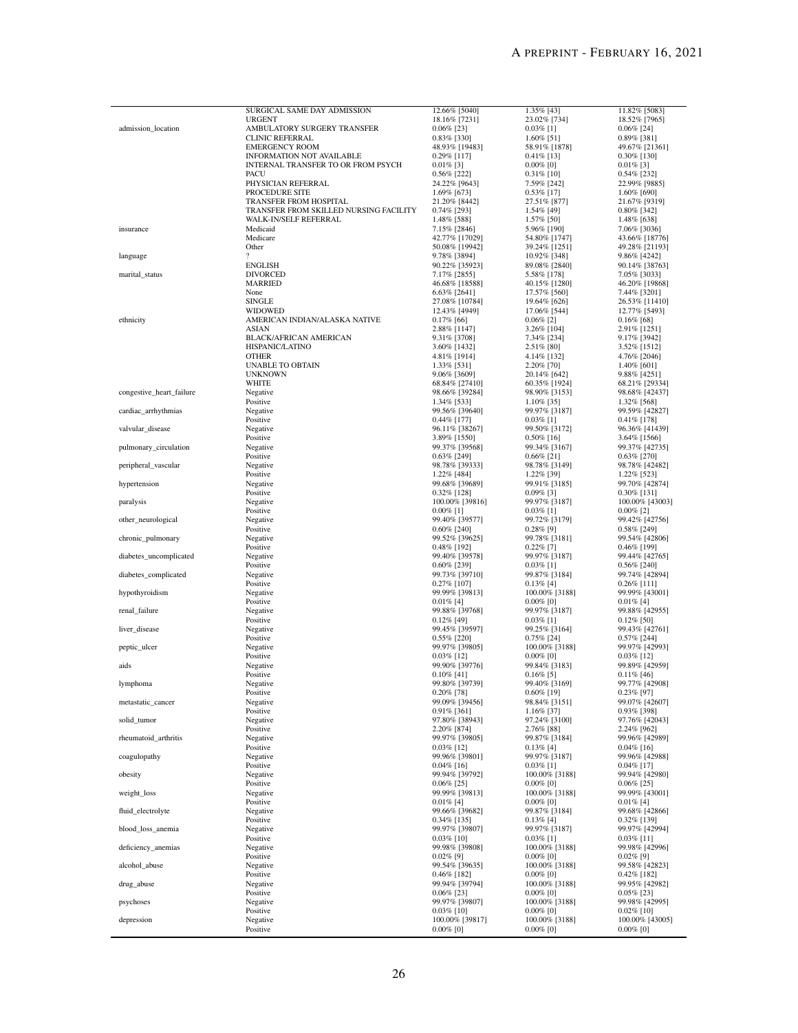| | | | | |
|---|---|---|---|---|
| | SURGICAL SAME DAY ADMISSION | 12.66% [5040] | 1.35% [43] | 11.82% [5083] |
| | URGENT | 18.16% [7231] | 23.02% [734] | 18.52% [7965] |
| admission_location | AMBULATORY SURGERY TRANSFER | 0.06% [23] | 0.03% [1] | 0.06% [24] |
| | CLINIC REFERRAL | 0.83% [330] | 1.60% [51] | 0.89% [381] |
| | EMERGENCY ROOM | 48.93% [19483] | 58.91% [1878] | 49.67% [21361] |
| | INFORMATION NOT AVAILABLE | 0.29% [117] | 0.41% [13] | 0.30% [130] |
| | INTERNAL TRANSFER TO OR FROM PSYCH | 0.01% [3] | 0.00% [0] | 0.01% [3] |
| | PACU | 0.56% [222] | 0.31% [10] | 0.54% [232] |
| | PHYSICIAN REFERRAL | 24.22% [9643] | 7.59% [242] | 22.99% [9885] |
| | PROCEDURE SITE | 1.69% [673] | 0.53% [17] | 1.60% [690] |
| | TRANSFER FROM HOSPITAL | 21.20% [8442] | 27.51% [877] | 21.67% [9319] |
| | TRANSFER FROM SKILLED NURSING FACILITY | 0.74% [293] | 1.54% [49] | 0.80% [342] |
| | WALK-IN/SELF REFERRAL | 1.48% [588] | 1.57% [50] | 1.48% [638] |
| insurance | Medicaid | 7.15% [2846] | 5.96% [190] | 7.06% [3036] |
| | Medicare | 42.77% [17029] | 54.80% [1747] | 43.66% [18776] |
| | Other | 50.08% [19942] | 39.24% [1251] | 49.28% [21193] |
| language | ? | 9.78% [3894] | 10.92% [348] | 9.86% [4242] |
| | ENGLISH | 90.22% [35923] | 89.08% [2840] | 90.14% [38763] |
| marital_status | DIVORCED | 7.17% [2855] | 5.58% [178] | 7.05% [3033] |
| | MARRIED | 46.68% [18588] | 40.15% [1280] | 46.20% [19868] |
| | None | 6.63% [2641] | 17.57% [560] | 7.44% [3201] |
| | SINGLE | 27.08% [10784] | 19.64% [626] | 26.53% [11410] |
| | WIDOWED | 12.43% [4949] | 17.06% [544] | 12.77% [5493] |
| ethnicity | AMERICAN INDIAN/ALASKA NATIVE | 0.17% [66] | 0.06% [2] | 0.16% [68] |
| | ASIAN | 2.88% [1147] | 3.26% [104] | 2.91% [1251] |
| | BLACK/AFRICAN AMERICAN | 9.31% [3708] | 7.34% [234] | 9.17% [3942] |
| | HISPANIC/LATINO | 3.60% [1432] | 2.51% [80] | 3.52% [1512] |
| | OTHER | 4.81% [1914] | 4.14% [132] | 4.76% [2046] |
| | UNABLE TO OBTAIN | 1.33% [531] | 2.20% [70] | 1.40% [601] |
| | UNKNOWN | 9.06% [3609] | 20.14% [642] | 9.88% [4251] |
| | WHITE | 68.84% [27410] | 60.35% [1924] | 68.21% [29334] |
| congestive_heart_failure | Negative | 98.66% [39284] | 98.90% [3153] | 98.68% [42437] |
| | Positive | 1.34% [533] | 1.10% [35] | 1.32% [568] |
| cardiac_arrhythmias | Negative | 99.56% [39640] | 99.97% [3187] | 99.59% [42827] |
| | Positive | 0.44% [177] | 0.03% [1] | 0.41% [178] |
| valvular_disease | Negative | 96.11% [38267] | 99.50% [3172] | 96.36% [41439] |
| | Positive | 3.89% [1550] | 0.50% [16] | 3.64% [1566] |
| pulmonary_circulation | Negative | 99.37% [39568] | 99.34% [3167] | 99.37% [42735] |
| | Positive | 0.63% [249] | 0.66% [21] | 0.63% [270] |
| peripheral_vascular | Negative | 98.78% [39333] | 98.78% [3149] | 98.78% [42482] |
| | Positive | 1.22% [484] | 1.22% [39] | 1.22% [523] |
| hypertension | Negative | 99.68% [39689] | 99.91% [3185] | 99.70% [42874] |
| | Positive | 0.32% [128] | 0.09% [3] | 0.30% [131] |
| paralysis | Negative | 100.00% [39816] | 99.97% [3187] | 100.00% [43003] |
| | Positive | 0.00% [1] | 0.03% [1] | 0.00% [2] |
| other_neurological | Negative | 99.40% [39577] | 99.72% [3179] | 99.42% [42756] |
| | Positive | 0.60% [240] | 0.28% [9] | 0.58% [249] |
| chronic_pulmonary | Negative | 99.52% [39625] | 99.78% [3181] | 99.54% [42806] |
| | Positive | 0.48% [192] | 0.22% [7] | 0.46% [199] |
| diabetes_uncomplicated | Negative | 99.40% [39578] | 99.97% [3187] | 99.44% [42765] |
| | Positive | 0.60% [239] | 0.03% [1] | 0.56% [240] |
| diabetes_complicated | Negative | 99.73% [39710] | 99.87% [3184] | 99.74% [42894] |
| | Positive | 0.27% [107] | 0.13% [4] | 0.26% [111] |
| hypothyroidism | Negative | 99.99% [39813] | 100.00% [3188] | 99.99% [43001] |
| | Positive | 0.01% [4] | 0.00% [0] | 0.01% [4] |
| renal_failure | Negative | 99.88% [39768] | 99.97% [3187] | 99.88% [42955] |
| | Positive | 0.12% [49] | 0.03% [1] | 0.12% [50] |
| liver_disease | Negative | 99.45% [39597] | 99.25% [3164] | 99.43% [42761] |
| | Positive | 0.55% [220] | 0.75% [24] | 0.57% [244] |
| peptic_ulcer | Negative | 99.97% [39805] | 100.00% [3188] | 99.97% [42993] |
| | Positive | 0.03% [12] | 0.00% [0] | 0.03% [12] |
| aids | Negative | 99.90% [39776] | 99.84% [3183] | 99.89% [42959] |
| | Positive | 0.10% [41] | 0.16% [5] | 0.11% [46] |
| lymphoma | Negative | 99.80% [39739] | 99.40% [3169] | 99.77% [42908] |
| | Positive | 0.20% [78] | 0.60% [19] | 0.23% [97] |
| metastatic_cancer | Negative | 99.09% [39456] | 98.84% [3151] | 99.07% [42607] |
| | Positive | 0.91% [361] | 1.16% [37] | 0.93% [398] |
| solid_tumor | Negative | 97.80% [38943] | 97.24% [3100] | 97.76% [42043] |
| | Positive | 2.20% [874] | 2.76% [88] | 2.24% [962] |
| rheumatoid_arthritis | Negative | 99.97% [39805] | 99.87% [3184] | 99.96% [42989] |
| | Positive | 0.03% [12] | 0.13% [4] | 0.04% [16] |
| coagulopathy | Negative | 99.96% [39801] | 99.97% [3187] | 99.96% [42988] |
| | Positive | 0.04% [16] | 0.03% [1] | 0.04% [17] |
| obesity | Negative | 99.94% [39792] | 100.00% [3188] | 99.94% [42980] |
| | Positive | 0.06% [25] | 0.00% [0] | 0.06% [25] |
| weight_loss | Negative | 99.99% [39813] | 100.00% [3188] | 99.99% [43001] |
| | Positive | 0.01% [4] | 0.00% [0] | 0.01% [4] |
| fluid_electrolyte | Negative | 99.66% [39682] | 99.87% [3184] | 99.68% [42866] |
| | Positive | 0.34% [135] | 0.13% [4] | 0.32% [139] |
| blood_loss_anemia | Negative | 99.97% [39807] | 99.97% [3187] | 99.97% [42994] |
| | Positive | 0.03% [10] | 0.03% [1] | 0.03% [11] |
| deficiency_anemias | Negative | 99.98% [39808] | 100.00% [3188] | 99.98% [42996] |
| | Positive | 0.02% [9] | 0.00% [0] | 0.02% [9] |
| alcohol_abuse | Negative | 99.54% [39635] | 100.00% [3188] | 99.58% [42823] |
| | Positive | 0.46% [182] | 0.00% [0] | 0.42% [182] |
| drug_abuse | Negative | 99.94% [39794] | 100.00% [3188] | 99.95% [42982] |
| | Positive | 0.06% [23] | 0.00% [0] | 0.05% [23] |
| psychoses | Negative | 99.97% [39807] | 100.00% [3188] | 99.98% [42995] |
| | Positive | 0.03% [10] | 0.00% [0] | 0.02% [10] |
| depression | Negative | 100.00% [39817] | 100.00% [3188] | 100.00% [43005] |
| | Positive | 0.00% [0] | 0.00% [0] | 0.00% [0] |